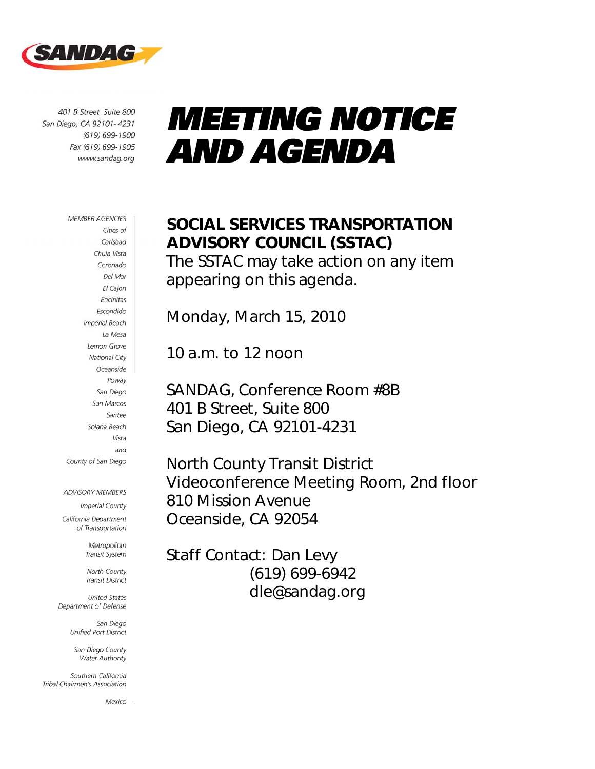SANDAG

401 B Street, Suite 800
San Diego, CA 92101-4231
(619) 699-1900
Fax (619) 699-1905
www.sandag.org

MEMBER AGENCIES
Cities of
Carlsbad
Chula Vista
Coronado
Del Mar
El Cajon
Encinitas
Escondido
Imperial Beach
La Mesa
Lemon Grove
National City
Oceanside
Poway
San Diego
San Marcos
Santee
Solana Beach
Vista
and
County of San Diego

ADVISORY MEMBERS
Imperial County
California Department of Transportation
Metropolitan Transit System
North County Transit District
United States Department of Defense
San Diego Unified Port District
San Diego County Water Authority
Southern California Tribal Chairmen's Association
Mexico

# MEETING NOTICE AND AGENDA

## SOCIAL SERVICES TRANSPORTATION ADVISORY COUNCIL (SSTAC)

The SSTAC may take action on any item appearing on this agenda.

Monday, March 15, 2010

10 a.m. to 12 noon

SANDAG, Conference Room #8B
401 B Street, Suite 800
San Diego, CA 92101-4231

North County Transit District
Videoconference Meeting Room, 2nd floor
810 Mission Avenue
Oceanside, CA 92054

Staff Contact: Dan Levy
(619) 699-6942
dle@sandag.org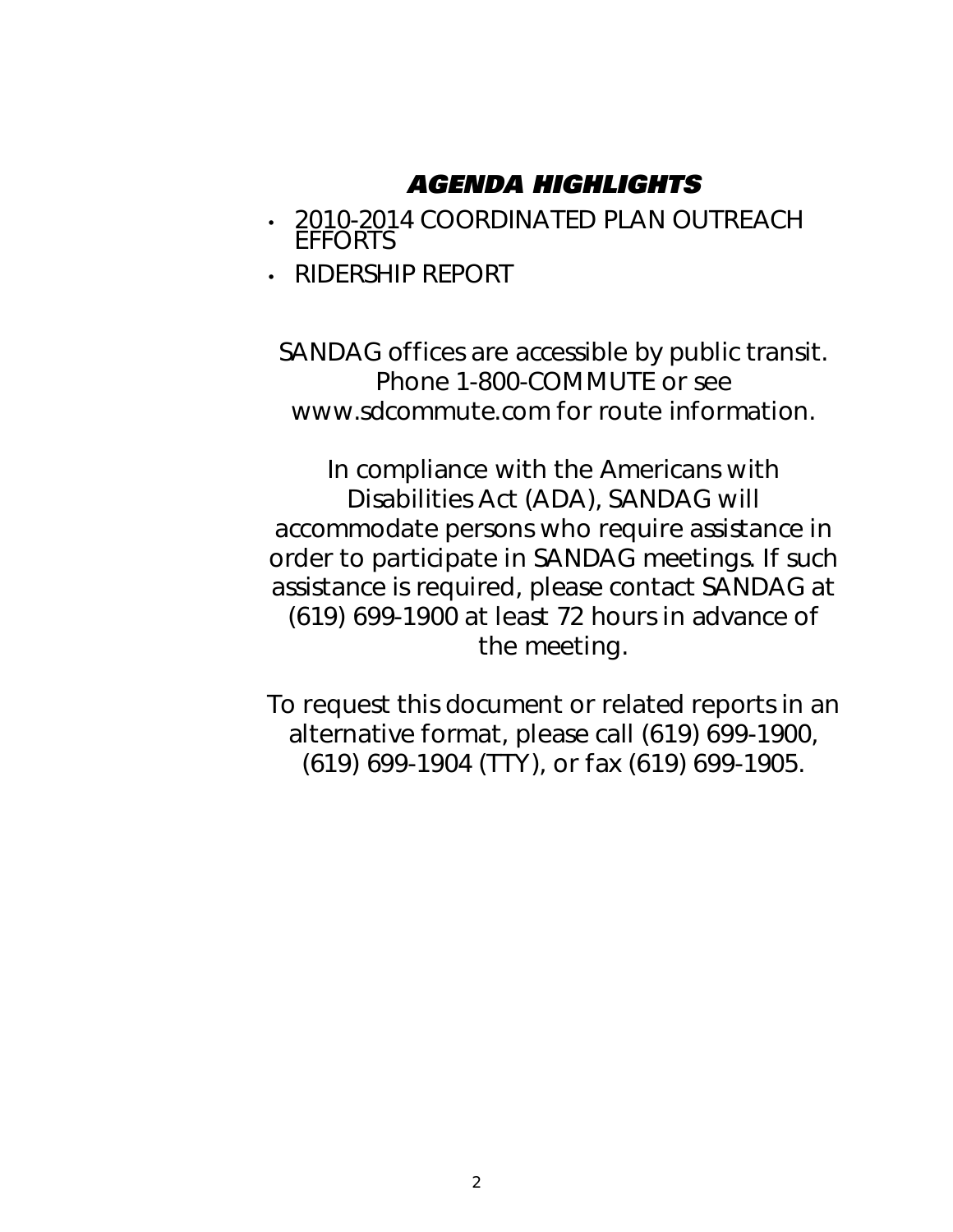## *AGENDA HIGHLIGHTS*

- 2010-2014 COORDINATED PLAN OUTREACH EFFORTS
- RIDERSHIP REPORT

SANDAG offices are accessible by public transit. Phone 1-800-COMMUTE or see www.sdcommute.com for route information.

In compliance with the Americans with Disabilities Act (ADA), SANDAG will accommodate persons who require assistance in order to participate in SANDAG meetings. If such assistance is required, please contact SANDAG at (619) 699-1900 at least 72 hours in advance of the meeting.

To request this document or related reports in an alternative format, please call (619) 699-1900, (619) 699-1904 (TTY), or fax (619) 699-1905.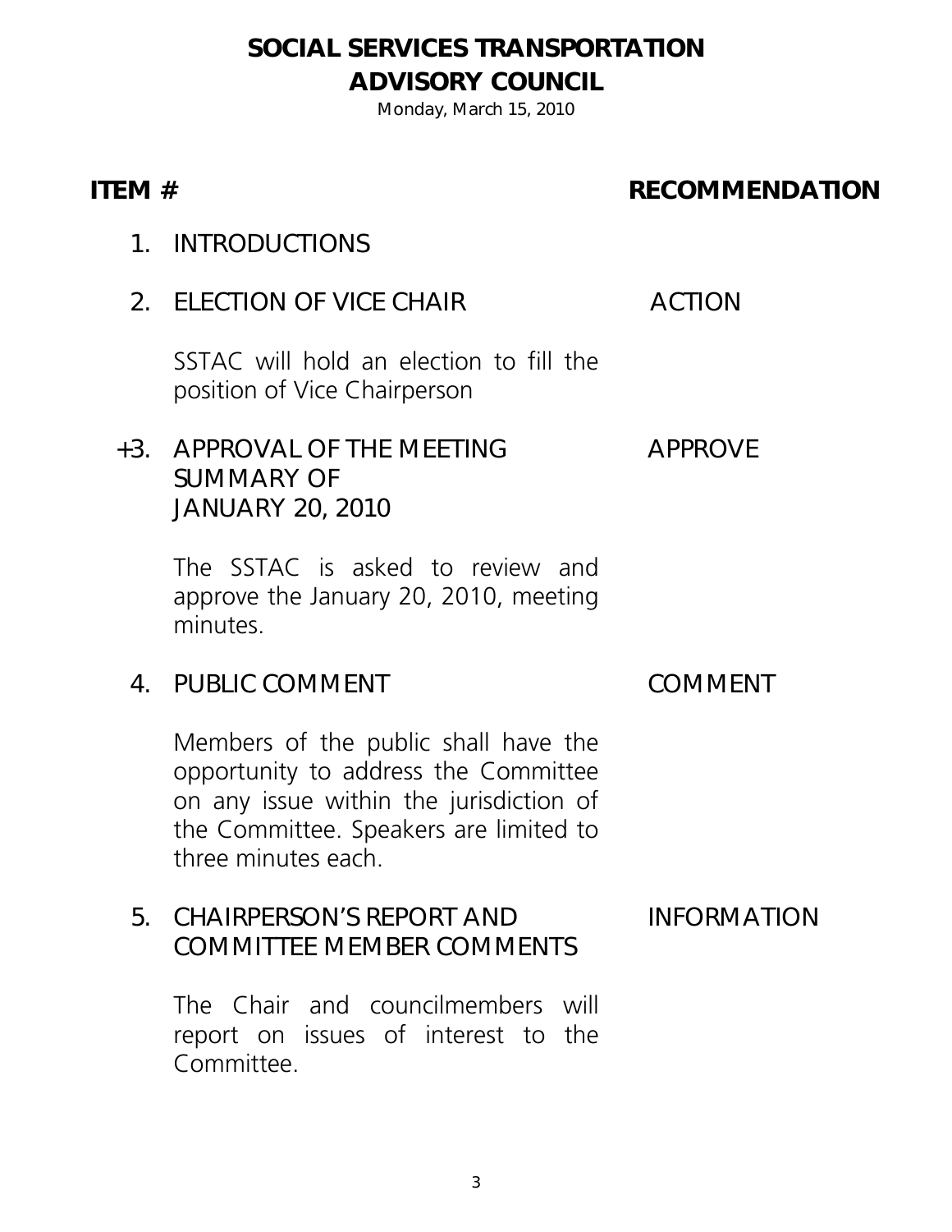# SOCIAL SERVICES TRANSPORTATION ADVISORY COUNCIL

Monday, March 15, 2010

| ITEM # | | RECOMMENDATION |
|---|---|---|
| 1. | INTRODUCTIONS | |
| 2. | ELECTION OF VICE CHAIR<br><br>SSTAC will hold an election to fill the position of Vice Chairperson | ACTION |
| +3. | APPROVAL OF THE MEETING SUMMARY OF JANUARY 20, 2010<br><br>The SSTAC is asked to review and approve the January 20, 2010, meeting minutes. | APPROVE |
| 4. | PUBLIC COMMENT<br><br>Members of the public shall have the opportunity to address the Committee on any issue within the jurisdiction of the Committee. Speakers are limited to three minutes each. | COMMENT |
| 5. | CHAIRPERSON'S REPORT AND COMMITTEE MEMBER COMMENTS<br><br>The Chair and councilmembers will report on issues of interest to the Committee. | INFORMATION |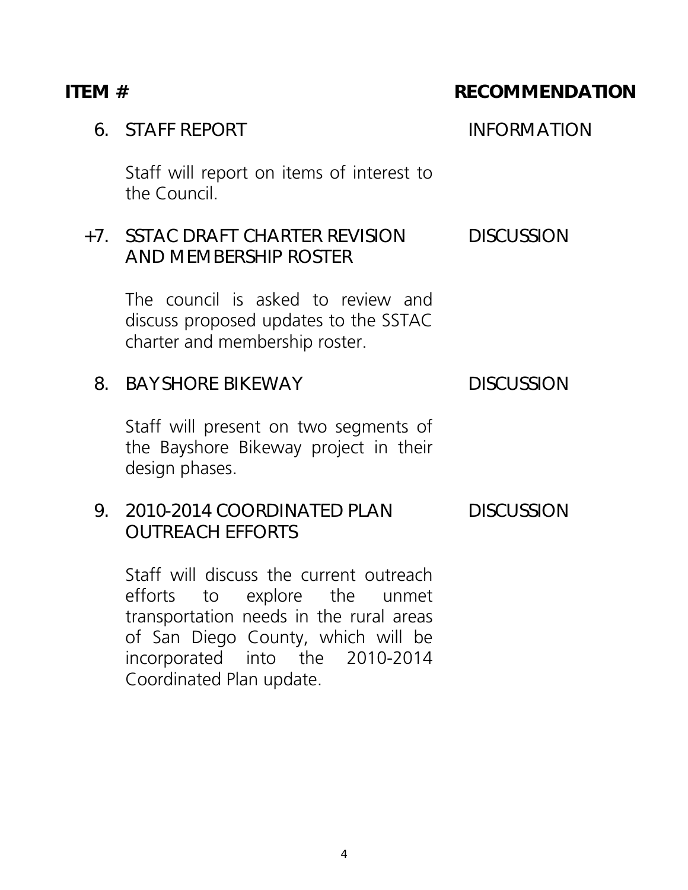| ITEM # | | RECOMMENDATION |
|---|---|---|
| 6. | STAFF REPORT<br><br>Staff will report on items of interest to the Council. | INFORMATION |
| +7. | SSTAC DRAFT CHARTER REVISION AND MEMBERSHIP ROSTER<br><br>The council is asked to review and discuss proposed updates to the SSTAC charter and membership roster. | DISCUSSION |
| 8. | BAYSHORE BIKEWAY<br><br>Staff will present on two segments of the Bayshore Bikeway project in their design phases. | DISCUSSION |
| 9. | 2010-2014 COORDINATED PLAN OUTREACH EFFORTS<br><br>Staff will discuss the current outreach efforts to explore the unmet transportation needs in the rural areas of San Diego County, which will be incorporated into the 2010-2014 Coordinated Plan update. | DISCUSSION |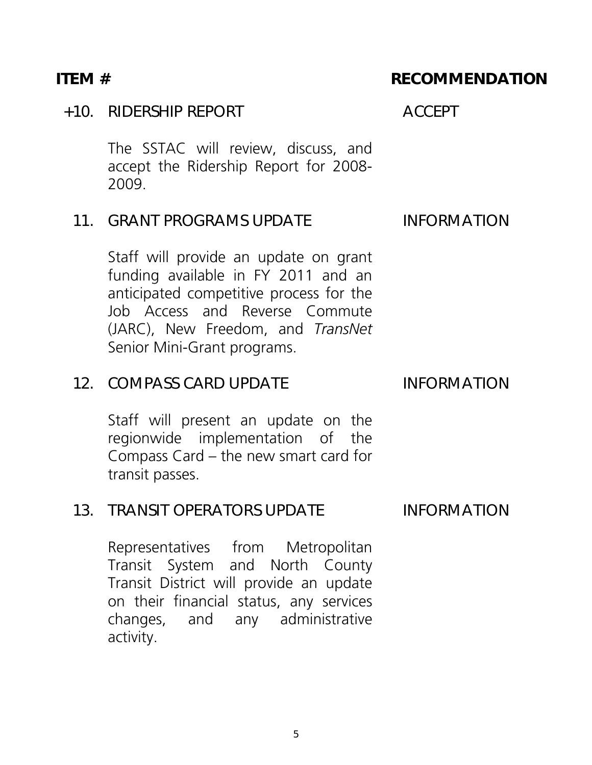| ITEM # | | RECOMMENDATION |
|---|---|---|
| +10. | RIDERSHIP REPORT<br><br>The SSTAC will review, discuss, and accept the Ridership Report for 2008-2009. | ACCEPT |
| 11. | GRANT PROGRAMS UPDATE<br><br>Staff will provide an update on grant funding available in FY 2011 and an anticipated competitive process for the Job Access and Reverse Commute (JARC), New Freedom, and *TransNet* Senior Mini-Grant programs. | INFORMATION |
| 12. | COMPASS CARD UPDATE<br><br>Staff will present an update on the regionwide implementation of the Compass Card – the new smart card for transit passes. | INFORMATION |
| 13. | TRANSIT OPERATORS UPDATE<br><br>Representatives from Metropolitan Transit System and North County Transit District will provide an update on their financial status, any services changes, and any administrative activity. | INFORMATION |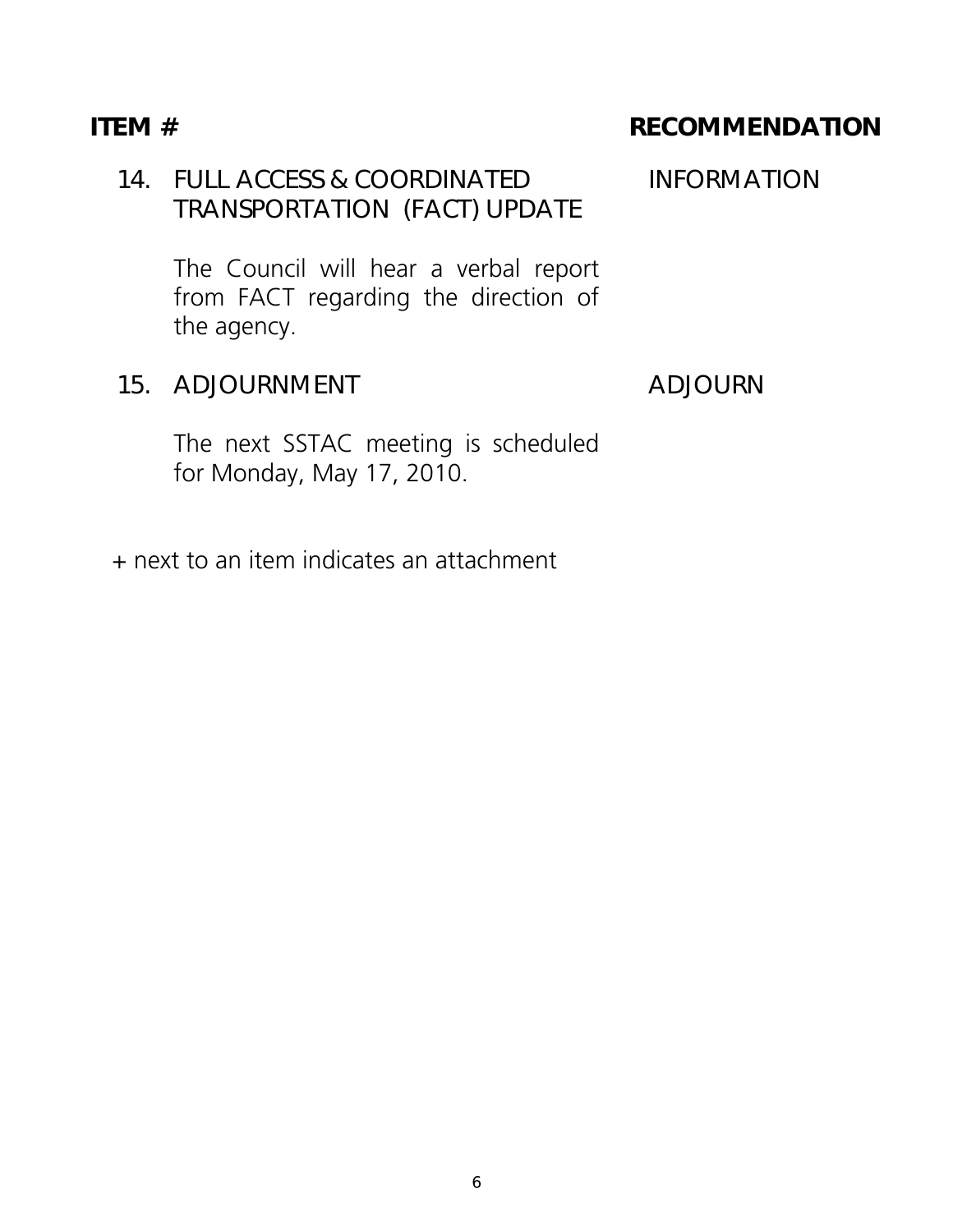| ITEM # | RECOMMENDATION |
|---|---|
| 14. FULL ACCESS & COORDINATED TRANSPORTATION (FACT) UPDATE<br><br>The Council will hear a verbal report from FACT regarding the direction of the agency. | INFORMATION |
| 15. ADJOURNMENT<br><br>The next SSTAC meeting is scheduled for Monday, May 17, 2010. | ADJOURN |

+ next to an item indicates an attachment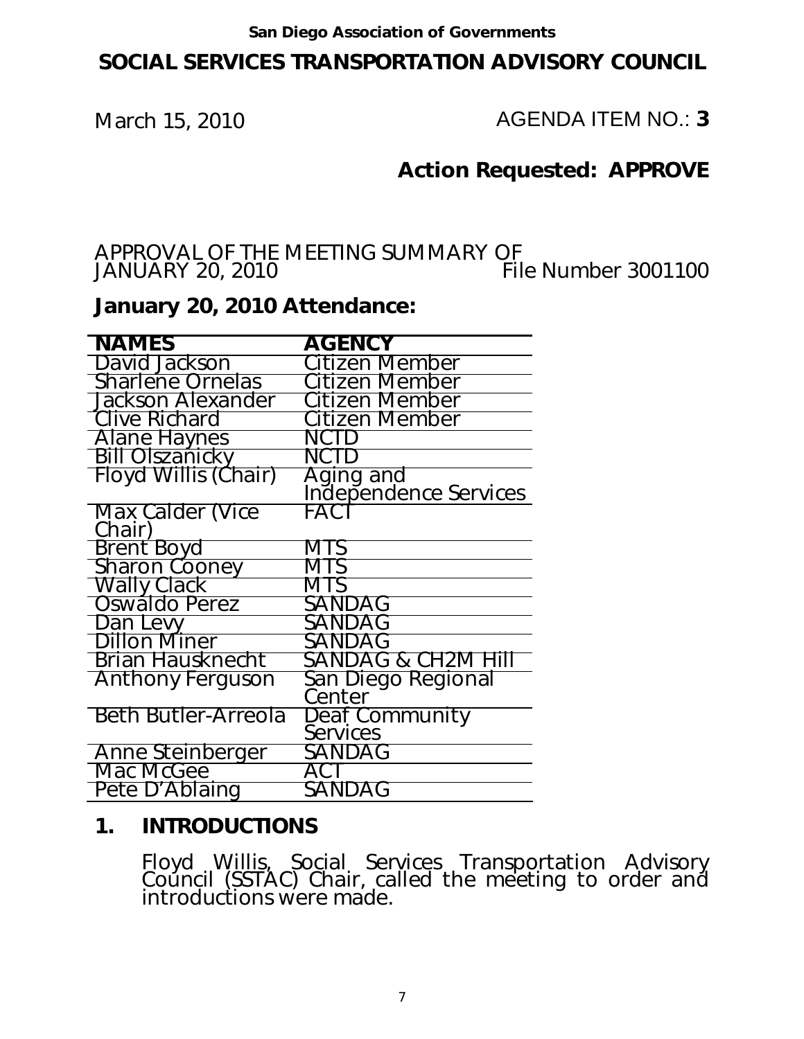San Diego Association of Governments

# SOCIAL SERVICES TRANSPORTATION ADVISORY COUNCIL

March 15, 2010 AGENDA ITEM NO.: **3**

## Action Requested: APPROVE

APPROVAL OF THE MEETING SUMMARY OF JANUARY 20, 2010 File Number 3001100

## January 20, 2010 Attendance:

| NAMES | AGENCY |
|---|---|
| David Jackson | Citizen Member |
| Sharlene Ornelas | Citizen Member |
| Jackson Alexander | Citizen Member |
| Clive Richard | Citizen Member |
| Alane Haynes | NCTD |
| Bill Olszanicky | NCTD |
| Floyd Willis (Chair) | Aging and Independence Services |
| Max Calder (Vice Chair) | FACT |
| Brent Boyd | MTS |
| Sharon Cooney | MTS |
| Wally Clack | MTS |
| Oswaldo Perez | SANDAG |
| Dan Levy | SANDAG |
| Dillon Miner | SANDAG |
| Brian Hausknecht | SANDAG & CH2M Hill |
| Anthony Ferguson | San Diego Regional Center |
| Beth Butler-Arreola | Deaf Community Services |
| Anne Steinberger | SANDAG |
| Mac McGee | ACT |
| Pete D'Ablaing | SANDAG |

## 1. INTRODUCTIONS

Floyd Willis, Social Services Transportation Advisory Council (SSTAC) Chair, called the meeting to order and introductions were made.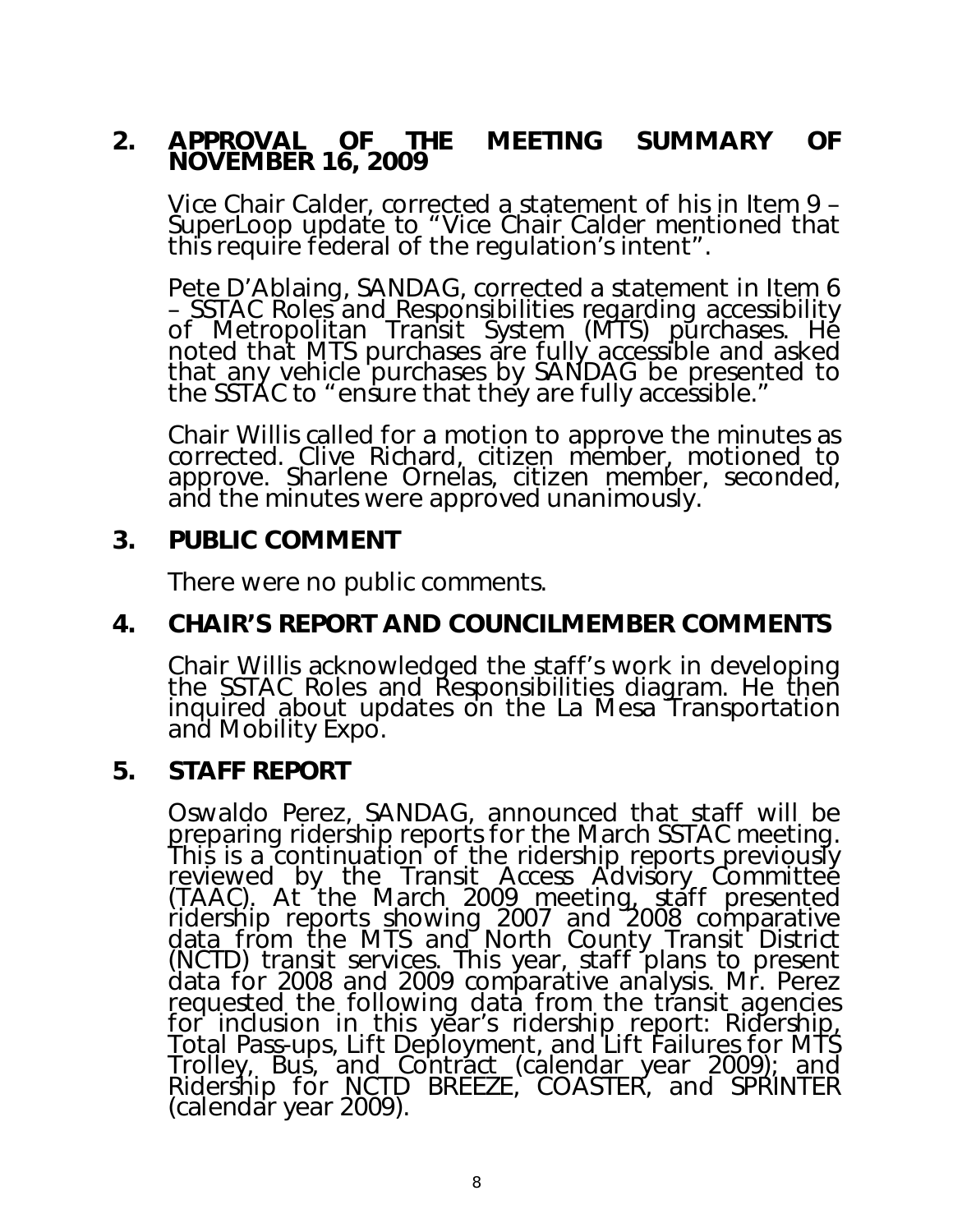## 2. APPROVAL OF THE MEETING SUMMARY OF NOVEMBER 16, 2009

Vice Chair Calder, corrected a statement of his in Item 9 – SuperLoop update to "Vice Chair Calder mentioned that this require federal of the regulation's intent".

Pete D'Ablaing, SANDAG, corrected a statement in Item 6 – SSTAC Roles and Responsibilities regarding accessibility of Metropolitan Transit System (MTS) purchases. He noted that MTS purchases are fully accessible and asked that any vehicle purchases by SANDAG be presented to the SSTAC to "ensure that they are fully accessible."

Chair Willis called for a motion to approve the minutes as corrected. Clive Richard, citizen member, motioned to approve. Sharlene Ornelas, citizen member, seconded, and the minutes were approved unanimously.

## 3. PUBLIC COMMENT

There were no public comments.

## 4. CHAIR'S REPORT AND COUNCILMEMBER COMMENTS

Chair Willis acknowledged the staff's work in developing the SSTAC Roles and Responsibilities diagram. He then inquired about updates on the La Mesa Transportation and Mobility Expo.

## 5. STAFF REPORT

Oswaldo Perez, SANDAG, announced that staff will be preparing ridership reports for the March SSTAC meeting. This is a continuation of the ridership reports previously reviewed by the Transit Access Advisory Committee (TAAC). At the March 2009 meeting, staff presented ridership reports showing 2007 and 2008 comparative data from the MTS and North County Transit District (NCTD) transit services. This year, staff plans to present data for 2008 and 2009 comparative analysis. Mr. Perez requested the following data from the transit agencies for inclusion in this year's ridership report: Ridership, Total Pass-ups, Lift Deployment, and Lift Failures for MTS Trolley, Bus, and Contract (calendar year 2009); and Ridership for NCTD BREEZE, COASTER, and SPRINTER (calendar year 2009).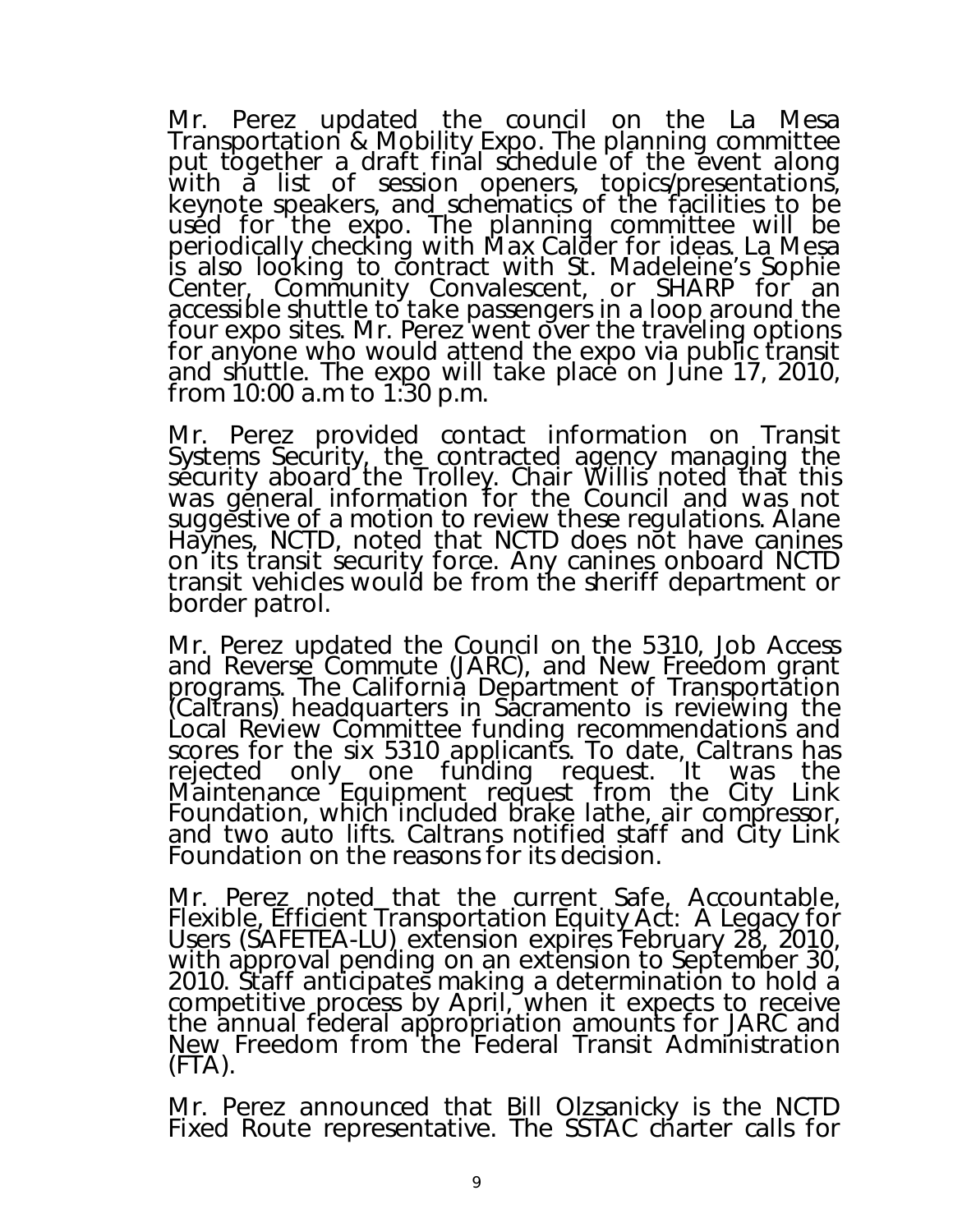Mr. Perez updated the council on the La Mesa Transportation & Mobility Expo. The planning committee put together a draft final schedule of the event along with a list of session openers, topics/presentations, keynote speakers, and schematics of the facilities to be used for the expo. The planning committee will be periodically checking with Max Calder for ideas. La Mesa is also looking to contract with St. Madeleine's Sophie Center, Community Convalescent, or SHARP for an accessible shuttle to take passengers in a loop around the four expo sites. Mr. Perez went over the traveling options for anyone who would attend the expo via public transit and shuttle. The expo will take place on June 17, 2010, from 10:00 a.m to 1:30 p.m.

Mr. Perez provided contact information on Transit Systems Security, the contracted agency managing the security aboard the Trolley. Chair Willis noted that this was general information for the Council and was not suggestive of a motion to review these regulations. Alane Haynes, NCTD, noted that NCTD does not have canines on its transit security force. Any canines onboard NCTD transit vehicles would be from the sheriff department or border patrol.

Mr. Perez updated the Council on the 5310, Job Access and Reverse Commute (JARC), and New Freedom grant programs. The California Department of Transportation (Caltrans) headquarters in Sacramento is reviewing the Local Review Committee funding recommendations and scores for the six 5310 applicants. To date, Caltrans has rejected only one funding request. It was the Maintenance Equipment request from the City Link Foundation, which included brake lathe, air compressor, and two auto lifts. Caltrans notified staff and City Link Foundation on the reasons for its decision.

Mr. Perez noted that the current Safe, Accountable, Flexible, Efficient Transportation Equity Act: A Legacy for Users (SAFETEA-LU) extension expires February 28, 2010, with approval pending on an extension to September 30, 2010. Staff anticipates making a determination to hold a competitive process by April, when it expects to receive the annual federal appropriation amounts for JARC and New Freedom from the Federal Transit Administration (FTA).

Mr. Perez announced that Bill Olzsanicky is the NCTD Fixed Route representative. The SSTAC charter calls for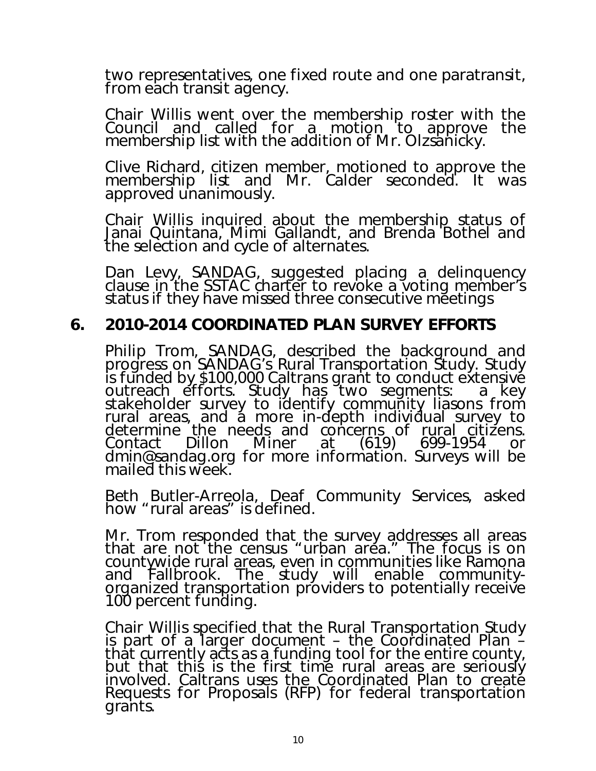two representatives, one fixed route and one paratransit, from each transit agency.

Chair Willis went over the membership roster with the Council and called for a motion to approve the membership list with the addition of Mr. Olzsanicky.

Clive Richard, citizen member, motioned to approve the membership list and Mr. Calder seconded. It was approved unanimously.

Chair Willis inquired about the membership status of Janai Quintana, Mimi Gallandt, and Brenda Bothel and the selection and cycle of alternates.

Dan Levy, SANDAG, suggested placing a delinquency clause in the SSTAC charter to revoke a voting member's status if they have missed three consecutive meetings

## 6. 2010-2014 COORDINATED PLAN SURVEY EFFORTS

Philip Trom, SANDAG, described the background and progress on SANDAG's Rural Transportation Study. Study is funded by $100,000 Caltrans grant to conduct extensive outreach efforts. Study has two segments: a key stakeholder survey to identify community liasons from rural areas, and a more in-depth individual survey to determine the needs and concerns of rural citizens. Contact Dillon Miner at (619) 699-1954 or dmin@sandag.org for more information. Surveys will be mailed this week.

Beth Butler-Arreola, Deaf Community Services, asked how "rural areas" is defined.

Mr. Trom responded that the survey addresses all areas that are not the census "urban area." The focus is on countywide rural areas, even in communities like Ramona and Fallbrook. The study will enable community-organized transportation providers to potentially receive 100 percent funding.

Chair Willis specified that the Rural Transportation Study is part of a larger document – the Coordinated Plan – that currently acts as a funding tool for the entire county, but that this is the first time rural areas are seriously involved. Caltrans uses the Coordinated Plan to create Requests for Proposals (RFP) for federal transportation grants.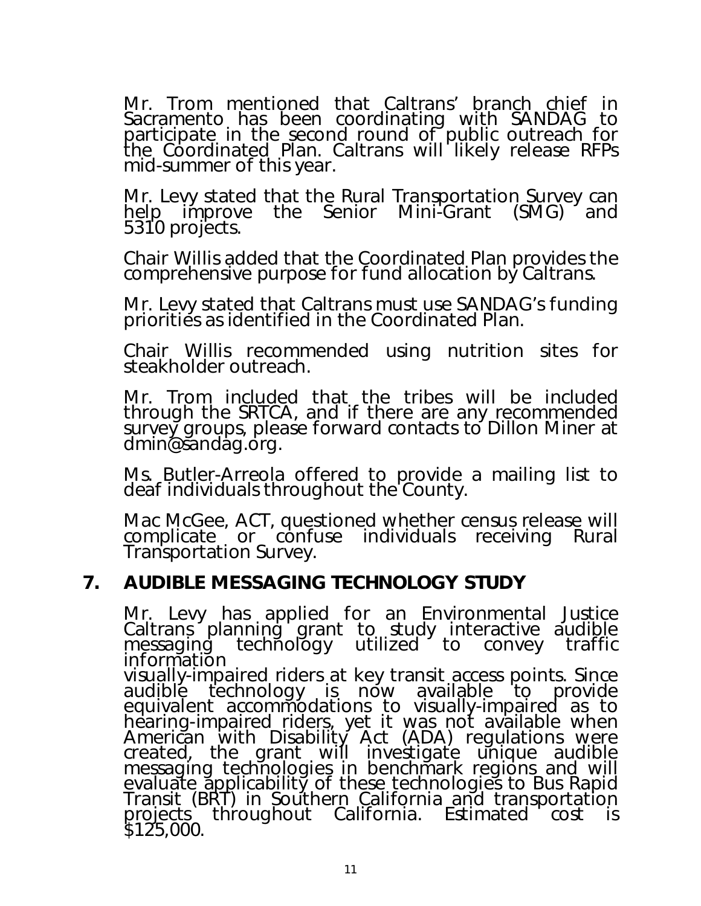Mr. Trom mentioned that Caltrans' branch chief in Sacramento has been coordinating with SANDAG to participate in the second round of public outreach for the Coordinated Plan. Caltrans will likely release RFPs mid-summer of this year.

Mr. Levy stated that the Rural Transportation Survey can help improve the Senior Mini-Grant (SMG) and 5310 projects.

Chair Willis added that the Coordinated Plan provides the comprehensive purpose for fund allocation by Caltrans.

Mr. Levy stated that Caltrans must use SANDAG's funding priorities as identified in the Coordinated Plan.

Chair Willis recommended using nutrition sites for steakholder outreach.

Mr. Trom included that the tribes will be included through the SRTCA, and if there are any recommended survey groups, please forward contacts to Dillon Miner at dmin@sandag.org.

Ms. Butler-Arreola offered to provide a mailing list to deaf individuals throughout the County.

Mac McGee, ACT, questioned whether census release will complicate or confuse individuals receiving Rural Transportation Survey.

## 7. AUDIBLE MESSAGING TECHNOLOGY STUDY

Mr. Levy has applied for an Environmental Justice Caltrans planning grant to study interactive audible messaging technology utilized to convey traffic information
visually-impaired riders at key transit access points. Since audible technology is now available to provide equivalent accommodations to visually-impaired as to hearing-impaired riders, yet it was not available when American with Disability Act (ADA) regulations were created, the grant will investigate unique audible messaging technologies in benchmark regions and will evaluate applicability of these technologies to Bus Rapid Transit (BRT) in Southern California and transportation projects throughout California. Estimated cost is $125,000.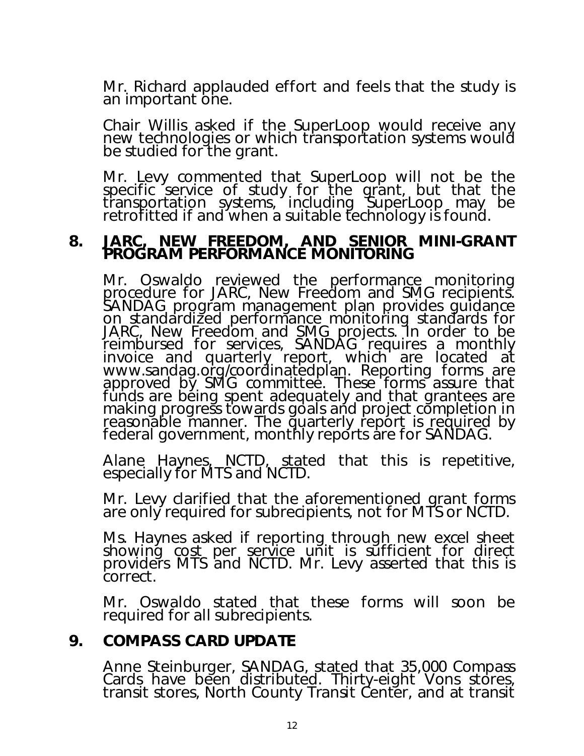Mr. Richard applauded effort and feels that the study is an important one.

Chair Willis asked if the SuperLoop would receive any new technologies or which transportation systems would be studied for the grant.

Mr. Levy commented that SuperLoop will not be the specific service of study for the grant, but that the transportation systems, including SuperLoop may be retrofitted if and when a suitable technology is found.

## 8. JARC, NEW FREEDOM, AND SENIOR MINI-GRANT PROGRAM PERFORMANCE MONITORING

Mr. Oswaldo reviewed the performance monitoring procedure for JARC, New Freedom and SMG recipients. SANDAG program management plan provides guidance on standardized performance monitoring standards for JARC, New Freedom and SMG projects. In order to be reimbursed for services, SANDAG requires a monthly invoice and quarterly report, which are located at www.sandag.org/coordinatedplan. Reporting forms are approved by SMG committee. These forms assure that funds are being spent adequately and that grantees are making progress towards goals and project completion in reasonable manner. The quarterly report is required by federal government, monthly reports are for SANDAG.

Alane Haynes, NCTD, stated that this is repetitive, especially for MTS and NCTD.

Mr. Levy clarified that the aforementioned grant forms are only required for subrecipients, not for MTS or NCTD.

Ms. Haynes asked if reporting through new excel sheet showing cost per service unit is sufficient for direct providers MTS and NCTD. Mr. Levy asserted that this is correct.

Mr. Oswaldo stated that these forms will soon be required for all subrecipients.

## 9. COMPASS CARD UPDATE

Anne Steinburger, SANDAG, stated that 35,000 Compass Cards have been distributed. Thirty-eight Vons stores, transit stores, North County Transit Center, and at transit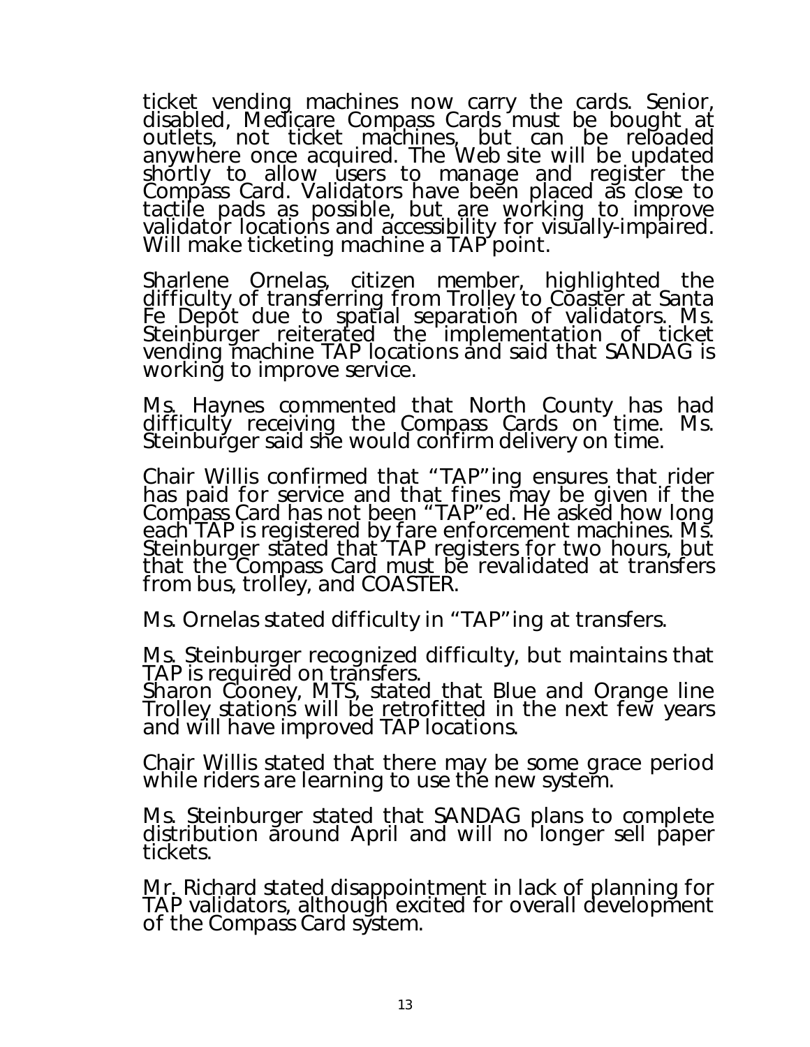ticket vending machines now carry the cards. Senior, disabled, Medicare Compass Cards must be bought at outlets, not ticket machines, but can be reloaded anywhere once acquired. The Web site will be updated shortly to allow users to manage and register the Compass Card. Validators have been placed as close to tactile pads as possible, but are working to improve validator locations and accessibility for visually-impaired. Will make ticketing machine a TAP point.

Sharlene Ornelas, citizen member, highlighted the difficulty of transferring from Trolley to Coaster at Santa Fe Depot due to spatial separation of validators. Ms. Steinburger reiterated the implementation of ticket vending machine TAP locations and said that SANDAG is working to improve service.

Ms. Haynes commented that North County has had difficulty receiving the Compass Cards on time. Ms. Steinburger said she would confirm delivery on time.

Chair Willis confirmed that "TAP"ing ensures that rider has paid for service and that fines may be given if the Compass Card has not been "TAP"ed. He asked how long each TAP is registered by fare enforcement machines. Ms. Steinburger stated that TAP registers for two hours, but that the Compass Card must be revalidated at transfers from bus, trolley, and COASTER.

Ms. Ornelas stated difficulty in "TAP"ing at transfers.

Ms. Steinburger recognized difficulty, but maintains that TAP is required on transfers.
Sharon Cooney, MTS, stated that Blue and Orange line Trolley stations will be retrofitted in the next few years and will have improved TAP locations.

Chair Willis stated that there may be some grace period while riders are learning to use the new system.

Ms. Steinburger stated that SANDAG plans to complete distribution around April and will no longer sell paper tickets.

Mr. Richard stated disappointment in lack of planning for TAP validators, although excited for overall development of the Compass Card system.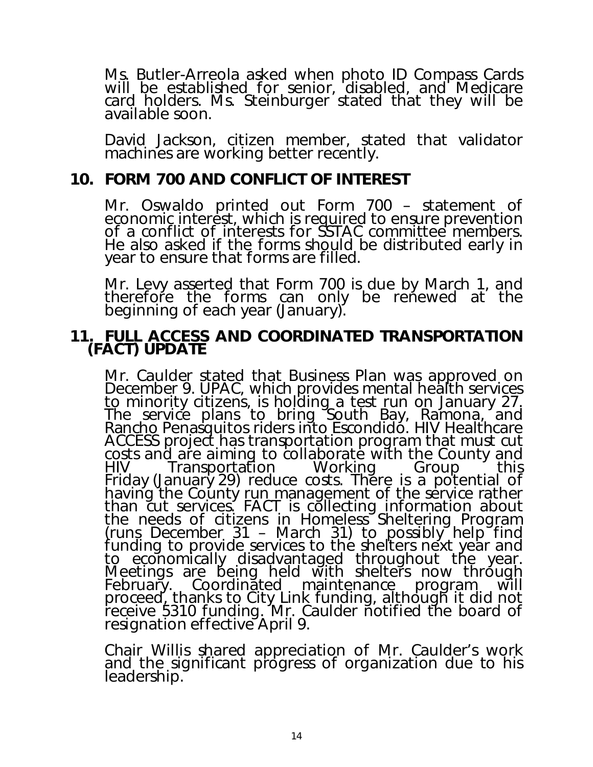Ms. Butler-Arreola asked when photo ID Compass Cards will be established for senior, disabled, and Medicare card holders. Ms. Steinburger stated that they will be available soon.

David Jackson, citizen member, stated that validator machines are working better recently.

## 10. FORM 700 AND CONFLICT OF INTEREST

Mr. Oswaldo printed out Form 700 – statement of economic interest, which is required to ensure prevention of a conflict of interests for SSTAC committee members. He also asked if the forms should be distributed early in year to ensure that forms are filled.

Mr. Levy asserted that Form 700 is due by March 1, and therefore the forms can only be renewed at the beginning of each year (January).

## 11. FULL ACCESS AND COORDINATED TRANSPORTATION (FACT) UPDATE

Mr. Caulder stated that Business Plan was approved on December 9. UPAC, which provides mental health services to minority citizens, is holding a test run on January 27. The service plans to bring South Bay, Ramona, and Rancho Penasquitos riders into Escondido. HIV Healthcare ACCESS project has transportation program that must cut costs and are aiming to collaborate with the County and HIV Transportation Working Group this Friday (January 29) reduce costs. There is a potential of having the County run management of the service rather than cut services. FACT is collecting information about the needs of citizens in Homeless Sheltering Program (runs December 31 – March 31) to possibly help find funding to provide services to the shelters next year and to economically disadvantaged throughout the year. Meetings are being held with shelters now through February. Coordinated maintenance program will proceed, thanks to City Link funding, although it did not receive 5310 funding. Mr. Caulder notified the board of resignation effective April 9.

Chair Willis shared appreciation of Mr. Caulder's work and the significant progress of organization due to his leadership.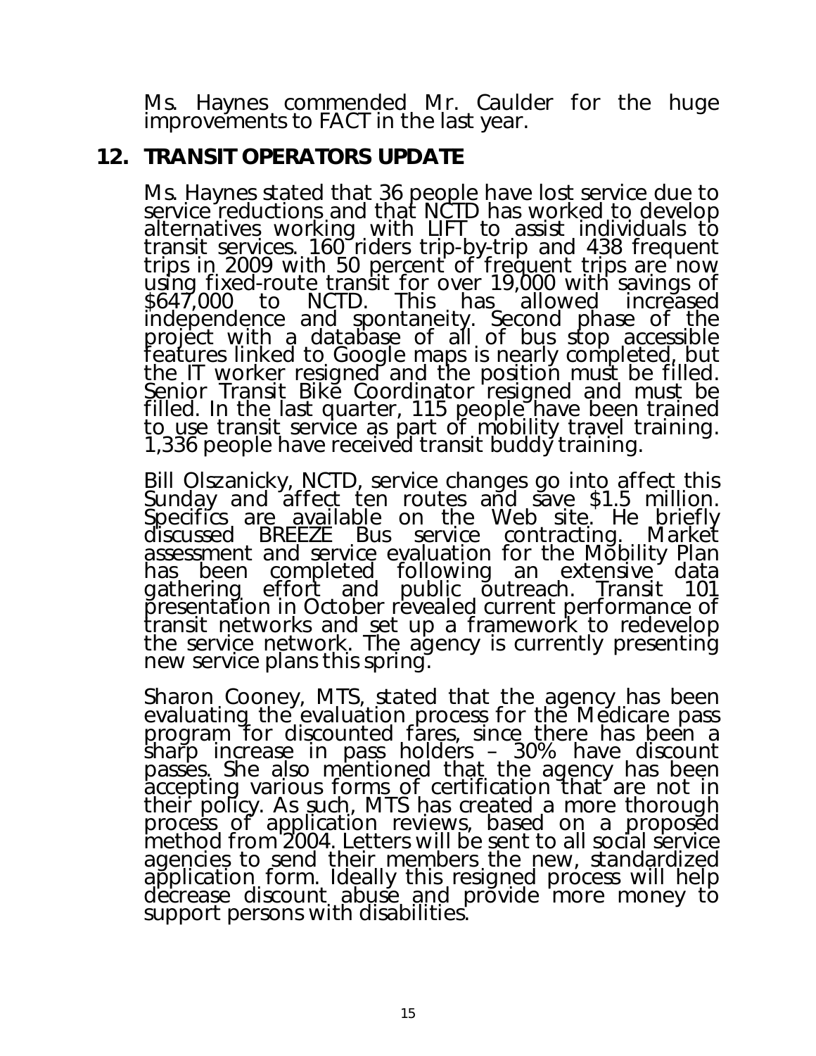Ms. Haynes commended Mr. Caulder for the huge improvements to FACT in the last year.

## 12. TRANSIT OPERATORS UPDATE

Ms. Haynes stated that 36 people have lost service due to service reductions and that NCTD has worked to develop alternatives working with LIFT to assist individuals to transit services. 160 riders trip-by-trip and 438 frequent trips in 2009 with 50 percent of frequent trips are now using fixed-route transit for over 19,000 with savings of $647,000 to NCTD. This has allowed increased independence and spontaneity. Second phase of the project with a database of all of bus stop accessible features linked to Google maps is nearly completed, but the IT worker resigned and the position must be filled. Senior Transit Bike Coordinator resigned and must be filled. In the last quarter, 115 people have been trained to use transit service as part of mobility travel training. 1,336 people have received transit buddy training.

Bill Olszanicky, NCTD, service changes go into affect this Sunday and affect ten routes and save $1.5 million. Specifics are available on the Web site. He briefly discussed BREEZE Bus service contracting. Market assessment and service evaluation for the Mobility Plan has been completed following an extensive data gathering effort and public outreach. Transit 101 presentation in October revealed current performance of transit networks and set up a framework to redevelop the service network. The agency is currently presenting new service plans this spring.

Sharon Cooney, MTS, stated that the agency has been evaluating the evaluation process for the Medicare pass program for discounted fares, since there has been a sharp increase in pass holders – 30% have discount passes. She also mentioned that the agency has been accepting various forms of certification that are not in their policy. As such, MTS has created a more thorough process of application reviews, based on a proposed method from 2004. Letters will be sent to all social service agencies to send their members the new, standardized application form. Ideally this resigned process will help decrease discount abuse and provide more money to support persons with disabilities.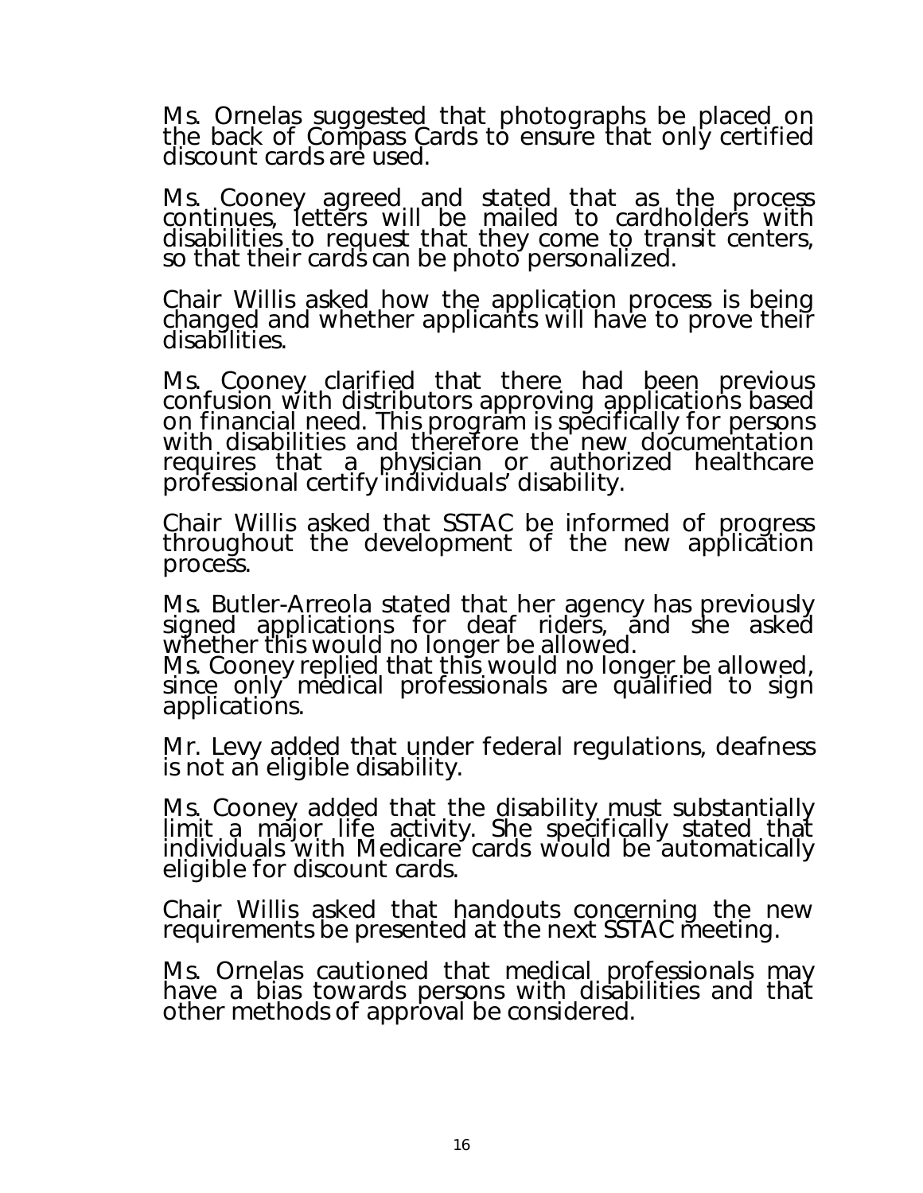Ms. Ornelas suggested that photographs be placed on the back of Compass Cards to ensure that only certified discount cards are used.

Ms. Cooney agreed and stated that as the process continues, letters will be mailed to cardholders with disabilities to request that they come to transit centers, so that their cards can be photo personalized.

Chair Willis asked how the application process is being changed and whether applicants will have to prove their disabilities.

Ms. Cooney clarified that there had been previous confusion with distributors approving applications based on financial need. This program is specifically for persons with disabilities and therefore the new documentation requires that a physician or authorized healthcare professional certify individuals' disability.

Chair Willis asked that SSTAC be informed of progress throughout the development of the new application process.

Ms. Butler-Arreola stated that her agency has previously signed applications for deaf riders, and she asked whether this would no longer be allowed.
Ms. Cooney replied that this would no longer be allowed, since only medical professionals are qualified to sign applications.

Mr. Levy added that under federal regulations, deafness is not an eligible disability.

Ms. Cooney added that the disability must substantially limit a major life activity. She specifically stated that individuals with Medicare cards would be automatically eligible for discount cards.

Chair Willis asked that handouts concerning the new requirements be presented at the next SSTAC meeting.

Ms. Ornelas cautioned that medical professionals may have a bias towards persons with disabilities and that other methods of approval be considered.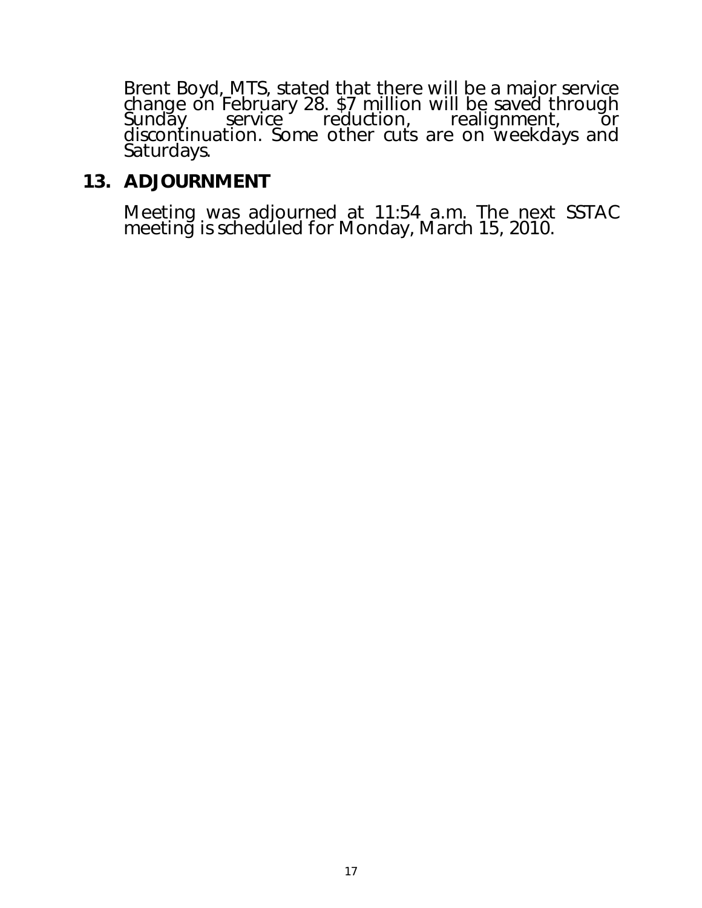Brent Boyd, MTS, stated that there will be a major service change on February 28. $7 million will be saved through Sunday service reduction, realignment, or discontinuation. Some other cuts are on weekdays and Saturdays.

## 13. ADJOURNMENT

Meeting was adjourned at 11:54 a.m. The next SSTAC meeting is scheduled for Monday, March 15, 2010.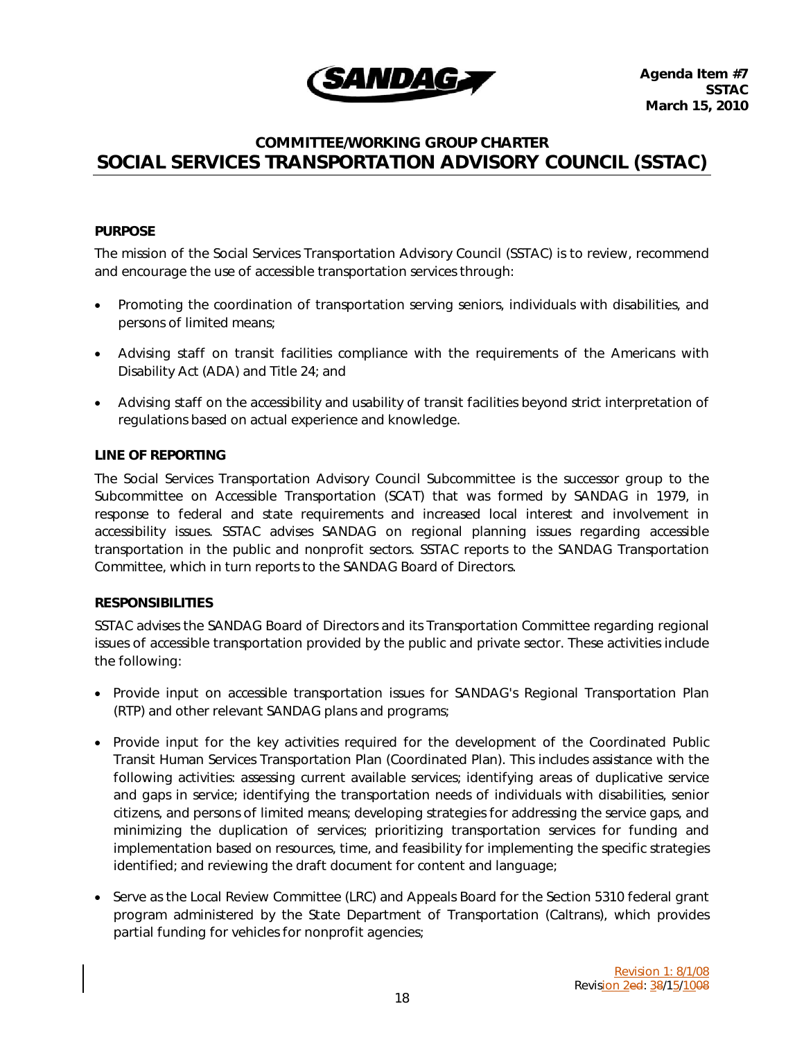Agenda Item #7
SSTAC
March 15, 2010

## COMMITTEE/WORKING GROUP CHARTER

# SOCIAL SERVICES TRANSPORTATION ADVISORY COUNCIL (SSTAC)

### PURPOSE

The mission of the Social Services Transportation Advisory Council (SSTAC) is to review, recommend and encourage the use of accessible transportation services through:

- Promoting the coordination of transportation serving seniors, individuals with disabilities, and persons of limited means;
- Advising staff on transit facilities compliance with the requirements of the Americans with Disability Act (ADA) and Title 24; and
- Advising staff on the accessibility and usability of transit facilities beyond strict interpretation of regulations based on actual experience and knowledge.

### LINE OF REPORTING

The Social Services Transportation Advisory Council Subcommittee is the successor group to the Subcommittee on Accessible Transportation (SCAT) that was formed by SANDAG in 1979, in response to federal and state requirements and increased local interest and involvement in accessibility issues. SSTAC advises SANDAG on regional planning issues regarding accessible transportation in the public and nonprofit sectors. SSTAC reports to the SANDAG Transportation Committee, which in turn reports to the SANDAG Board of Directors.

### RESPONSIBILITIES

SSTAC advises the SANDAG Board of Directors and its Transportation Committee regarding regional issues of accessible transportation provided by the public and private sector. These activities include the following:

- Provide input on accessible transportation issues for SANDAG's Regional Transportation Plan (RTP) and other relevant SANDAG plans and programs;
- Provide input for the key activities required for the development of the Coordinated Public Transit Human Services Transportation Plan (Coordinated Plan). This includes assistance with the following activities: assessing current available services; identifying areas of duplicative service and gaps in service; identifying the transportation needs of individuals with disabilities, senior citizens, and persons of limited means; developing strategies for addressing the service gaps, and minimizing the duplication of services; prioritizing transportation services for funding and implementation based on resources, time, and feasibility for implementing the specific strategies identified; and reviewing the draft document for content and language;
- Serve as the Local Review Committee (LRC) and Appeals Board for the Section 5310 federal grant program administered by the State Department of Transportation (Caltrans), which provides partial funding for vehicles for nonprofit agencies;

Revision 1: 8/1/08
Revision 2: 3/15/10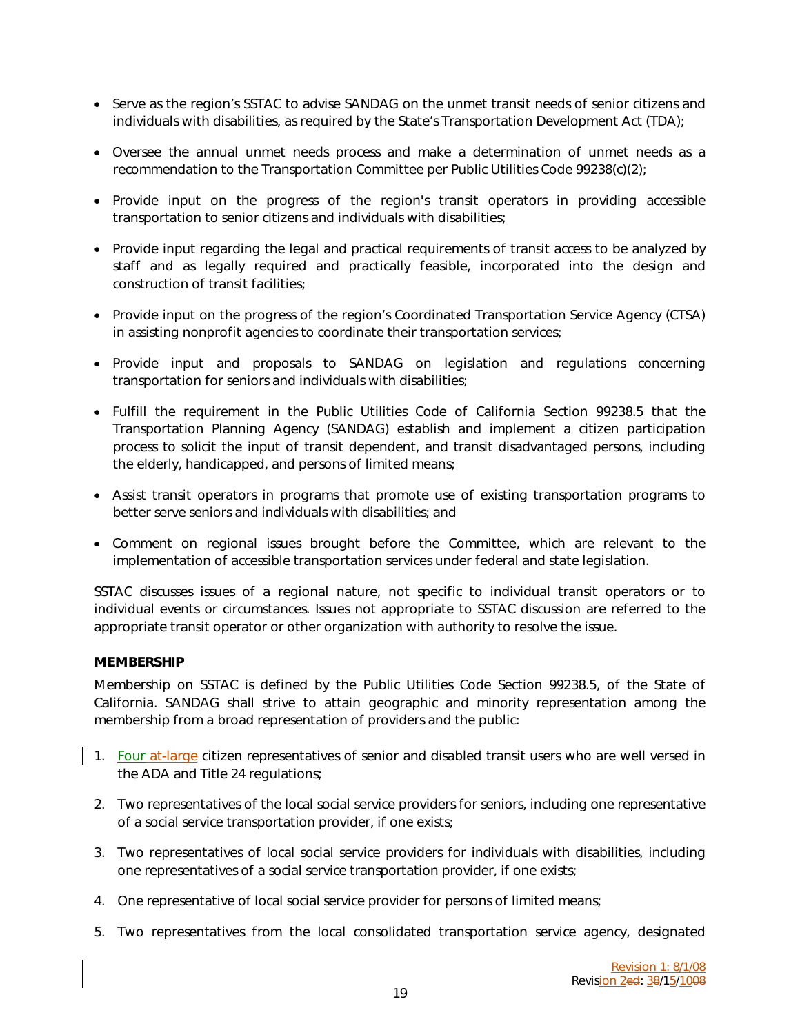- Serve as the region's SSTAC to advise SANDAG on the unmet transit needs of senior citizens and individuals with disabilities, as required by the State's Transportation Development Act (TDA);
- Oversee the annual unmet needs process and make a determination of unmet needs as a recommendation to the Transportation Committee per Public Utilities Code 99238(c)(2);
- Provide input on the progress of the region's transit operators in providing accessible transportation to senior citizens and individuals with disabilities;
- Provide input regarding the legal and practical requirements of transit access to be analyzed by staff and as legally required and practically feasible, incorporated into the design and construction of transit facilities;
- Provide input on the progress of the region's Coordinated Transportation Service Agency (CTSA) in assisting nonprofit agencies to coordinate their transportation services;
- Provide input and proposals to SANDAG on legislation and regulations concerning transportation for seniors and individuals with disabilities;
- Fulfill the requirement in the Public Utilities Code of California Section 99238.5 that the Transportation Planning Agency (SANDAG) establish and implement a citizen participation process to solicit the input of transit dependent, and transit disadvantaged persons, including the elderly, handicapped, and persons of limited means;
- Assist transit operators in programs that promote use of existing transportation programs to better serve seniors and individuals with disabilities; and
- Comment on regional issues brought before the Committee, which are relevant to the implementation of accessible transportation services under federal and state legislation.

SSTAC discusses issues of a regional nature, not specific to individual transit operators or to individual events or circumstances. Issues not appropriate to SSTAC discussion are referred to the appropriate transit operator or other organization with authority to resolve the issue.

**MEMBERSHIP**

Membership on SSTAC is defined by the Public Utilities Code Section 99238.5, of the State of California. SANDAG shall strive to attain geographic and minority representation among the membership from a broad representation of providers and the public:

1. Four at-large citizen representatives of senior and disabled transit users who are well versed in the ADA and Title 24 regulations;
2. Two representatives of the local social service providers for seniors, including one representative of a social service transportation provider, if one exists;
3. Two representatives of local social service providers for individuals with disabilities, including one representatives of a social service transportation provider, if one exists;
4. One representative of local social service provider for persons of limited means;
5. Two representatives from the local consolidated transportation service agency, designated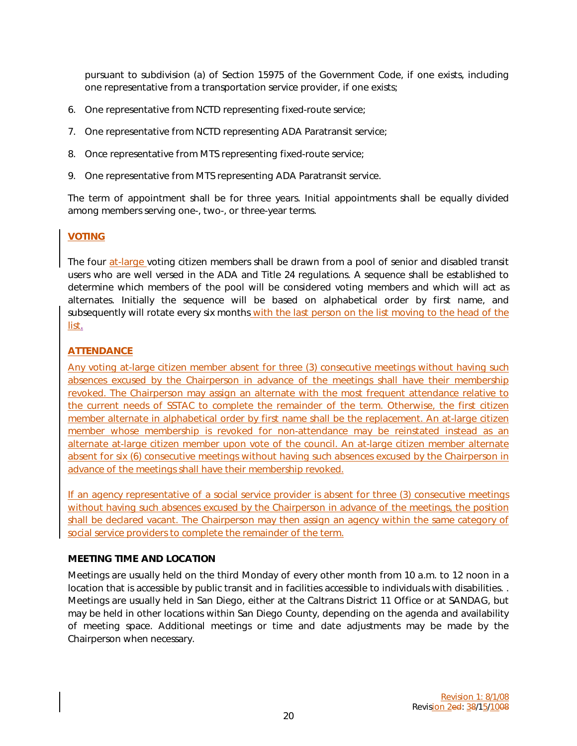pursuant to subdivision (a) of Section 15975 of the Government Code, if one exists, including one representative from a transportation service provider, if one exists;

6. One representative from NCTD representing fixed-route service;
7. One representative from NCTD representing ADA Paratransit service;
8. Once representative from MTS representing fixed-route service;
9. One representative from MTS representing ADA Paratransit service.

The term of appointment shall be for three years. Initial appointments shall be equally divided among members serving one-, two-, or three-year terms.

**VOTING**

The four at-large voting citizen members shall be drawn from a pool of senior and disabled transit users who are well versed in the ADA and Title 24 regulations. A sequence shall be established to determine which members of the pool will be considered voting members and which will act as alternates. Initially the sequence will be based on alphabetical order by first name, and subsequently will rotate every six months with the last person on the list moving to the head of the list.

**ATTENDANCE**

Any voting at-large citizen member absent for three (3) consecutive meetings without having such absences excused by the Chairperson in advance of the meetings shall have their membership revoked. The Chairperson may assign an alternate with the most frequent attendance relative to the current needs of SSTAC to complete the remainder of the term. Otherwise, the first citizen member alternate in alphabetical order by first name shall be the replacement. An at-large citizen member whose membership is revoked for non-attendance may be reinstated instead as an alternate at-large citizen member upon vote of the council. An at-large citizen member alternate absent for six (6) consecutive meetings without having such absences excused by the Chairperson in advance of the meetings shall have their membership revoked.

If an agency representative of a social service provider is absent for three (3) consecutive meetings without having such absences excused by the Chairperson in advance of the meetings, the position shall be declared vacant. The Chairperson may then assign an agency within the same category of social service providers to complete the remainder of the term.

**MEETING TIME AND LOCATION**

Meetings are usually held on the third Monday of every other month from 10 a.m. to 12 noon in a location that is accessible by public transit and in facilities accessible to individuals with disabilities. . Meetings are usually held in San Diego, either at the Caltrans District 11 Office or at SANDAG, but may be held in other locations within San Diego County, depending on the agenda and availability of meeting space. Additional meetings or time and date adjustments may be made by the Chairperson when necessary.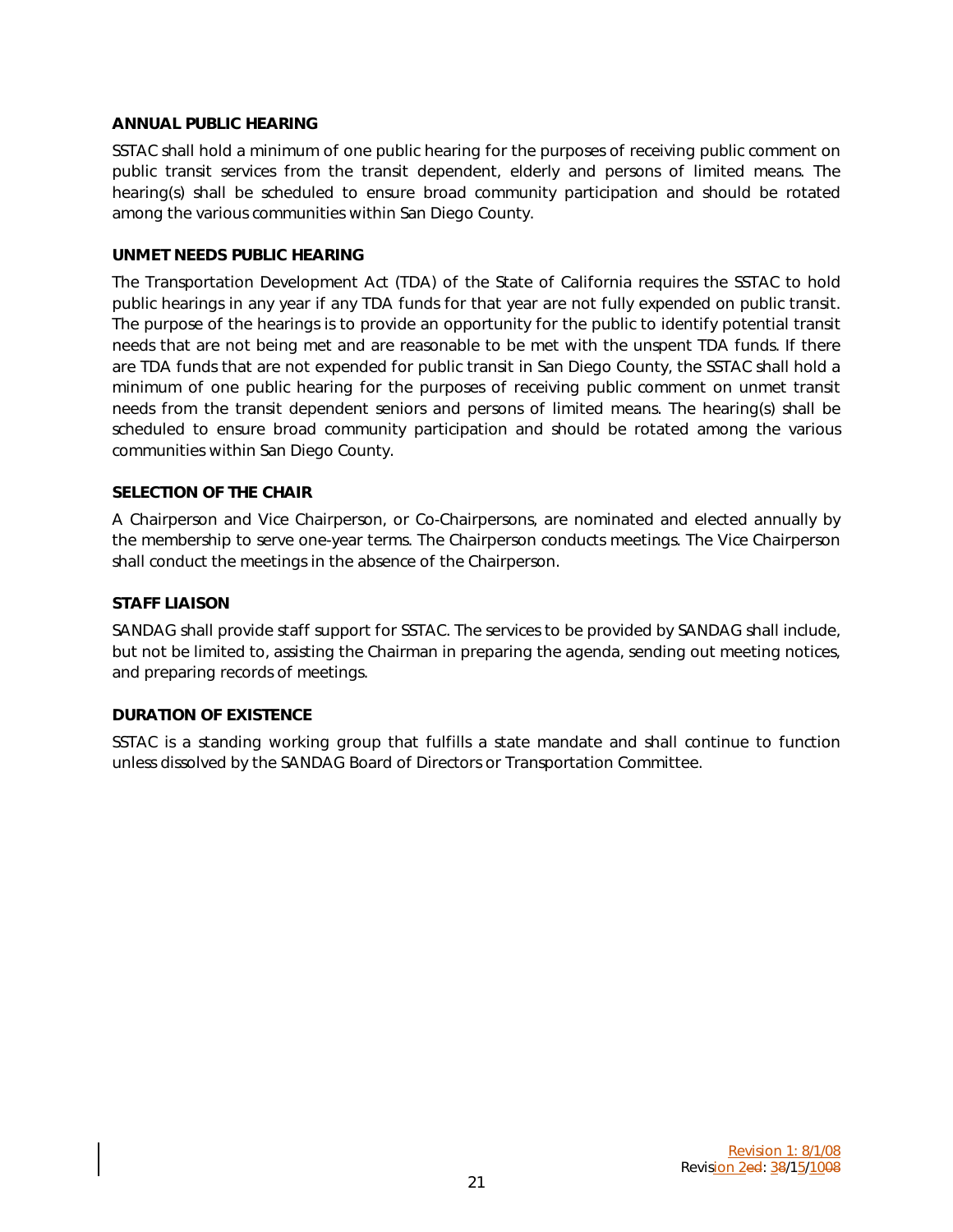**ANNUAL PUBLIC HEARING**

SSTAC shall hold a minimum of one public hearing for the purposes of receiving public comment on public transit services from the transit dependent, elderly and persons of limited means. The hearing(s) shall be scheduled to ensure broad community participation and should be rotated among the various communities within San Diego County.

**UNMET NEEDS PUBLIC HEARING**

The Transportation Development Act (TDA) of the State of California requires the SSTAC to hold public hearings in any year if any TDA funds for that year are not fully expended on public transit. The purpose of the hearings is to provide an opportunity for the public to identify potential transit needs that are not being met and are reasonable to be met with the unspent TDA funds. If there are TDA funds that are not expended for public transit in San Diego County, the SSTAC shall hold a minimum of one public hearing for the purposes of receiving public comment on unmet transit needs from the transit dependent seniors and persons of limited means. The hearing(s) shall be scheduled to ensure broad community participation and should be rotated among the various communities within San Diego County.

**SELECTION OF THE CHAIR**

A Chairperson and Vice Chairperson, or Co-Chairpersons, are nominated and elected annually by the membership to serve one-year terms. The Chairperson conducts meetings. The Vice Chairperson shall conduct the meetings in the absence of the Chairperson.

**STAFF LIAISON**

SANDAG shall provide staff support for SSTAC. The services to be provided by SANDAG shall include, but not be limited to, assisting the Chairman in preparing the agenda, sending out meeting notices, and preparing records of meetings.

**DURATION OF EXISTENCE**

SSTAC is a standing working group that fulfills a state mandate and shall continue to function unless dissolved by the SANDAG Board of Directors or Transportation Committee.

Revision 1: 8/1/08
Revision 2: 3/15/10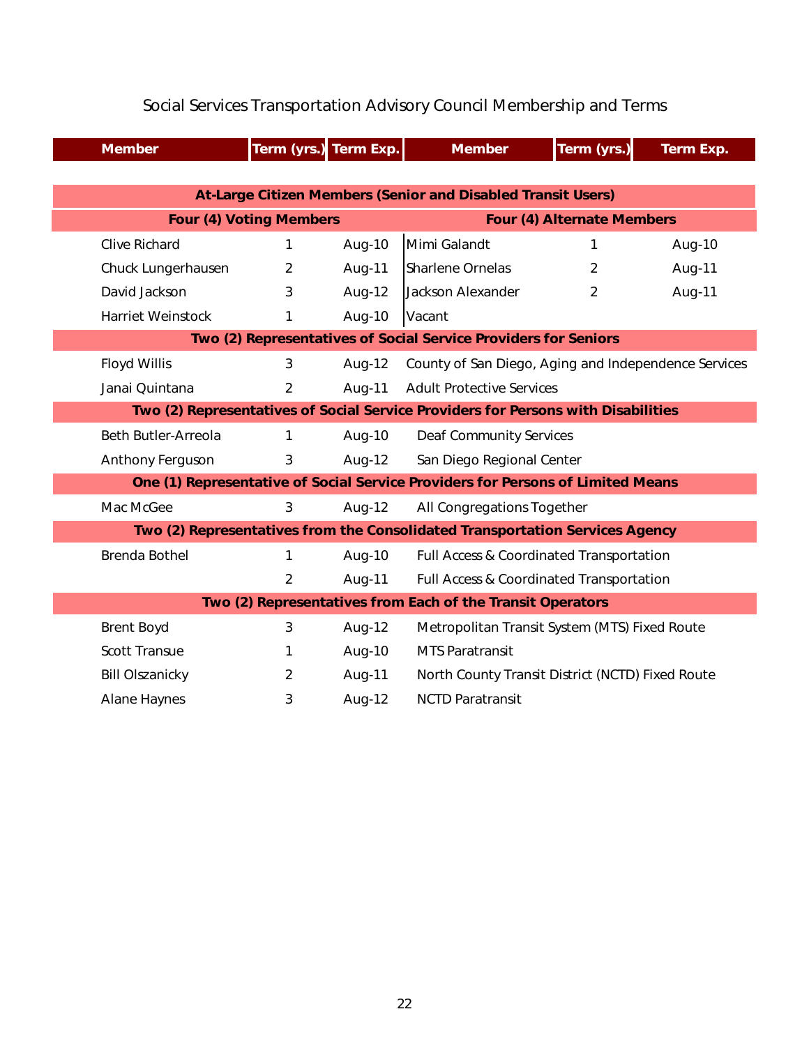# Social Services Transportation Advisory Council Membership and Terms

| Member | Term (yrs.) | Term Exp. | Member | Term (yrs.) | Term Exp. |
|---|---|---|---|---|---|
| **At-Large Citizen Members (Senior and Disabled Transit Users)** | | | | | |
| **Four (4) Voting Members** | | | **Four (4) Alternate Members** | | |
| Clive Richard | 1 | Aug-10 | Mimi Galandt | 1 | Aug-10 |
| Chuck Lungerhausen | 2 | Aug-11 | Sharlene Ornelas | 2 | Aug-11 |
| David Jackson | 3 | Aug-12 | Jackson Alexander | 2 | Aug-11 |
| Harriet Weinstock | 1 | Aug-10 | Vacant | | |
| **Two (2) Representatives of Social Service Providers for Seniors** | | | | | |
| Floyd Willis | 3 | Aug-12 | County of San Diego, Aging and Independence Services | | |
| Janai Quintana | 2 | Aug-11 | Adult Protective Services | | |
| **Two (2) Representatives of Social Service Providers for Persons with Disabilities** | | | | | |
| Beth Butler-Arreola | 1 | Aug-10 | Deaf Community Services | | |
| Anthony Ferguson | 3 | Aug-12 | San Diego Regional Center | | |
| **One (1) Representative of Social Service Providers for Persons of Limited Means** | | | | | |
| Mac McGee | 3 | Aug-12 | All Congregations Together | | |
| **Two (2) Representatives from the Consolidated Transportation Services Agency** | | | | | |
| Brenda Bothel | 1 | Aug-10 | Full Access & Coordinated Transportation | | |
| | 2 | Aug-11 | Full Access & Coordinated Transportation | | |
| **Two (2) Representatives from Each of the Transit Operators** | | | | | |
| Brent Boyd | 3 | Aug-12 | Metropolitan Transit System (MTS) Fixed Route | | |
| Scott Transue | 1 | Aug-10 | MTS Paratransit | | |
| Bill Olszanicky | 2 | Aug-11 | North County Transit District (NCTD) Fixed Route | | |
| Alane Haynes | 3 | Aug-12 | NCTD Paratransit | | |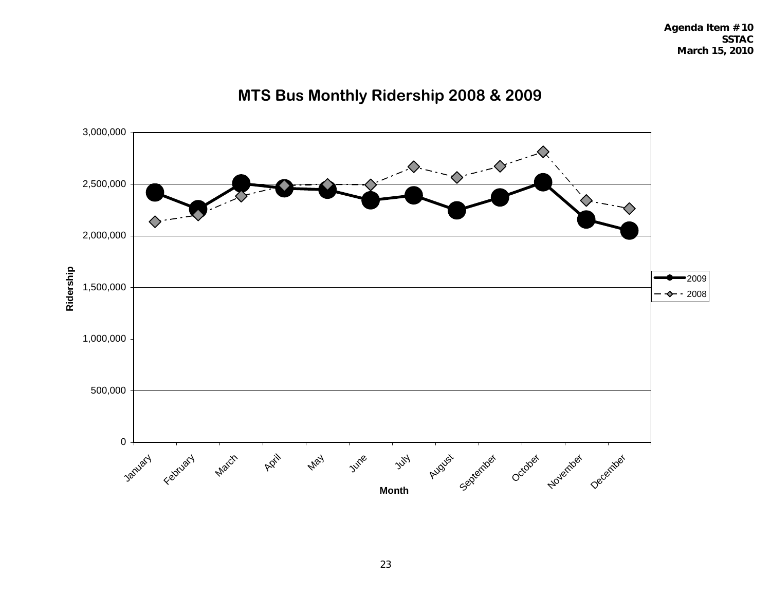Agenda Item # 10
SSTAC
March 15, 2010

# MTS Bus Monthly Ridership 2008 & 2009

Ridership

3,000,000
2,500,000
2,000,000
1,500,000
1,000,000
500,000
0

January February March April May June July August September October November December

Month

2009
2008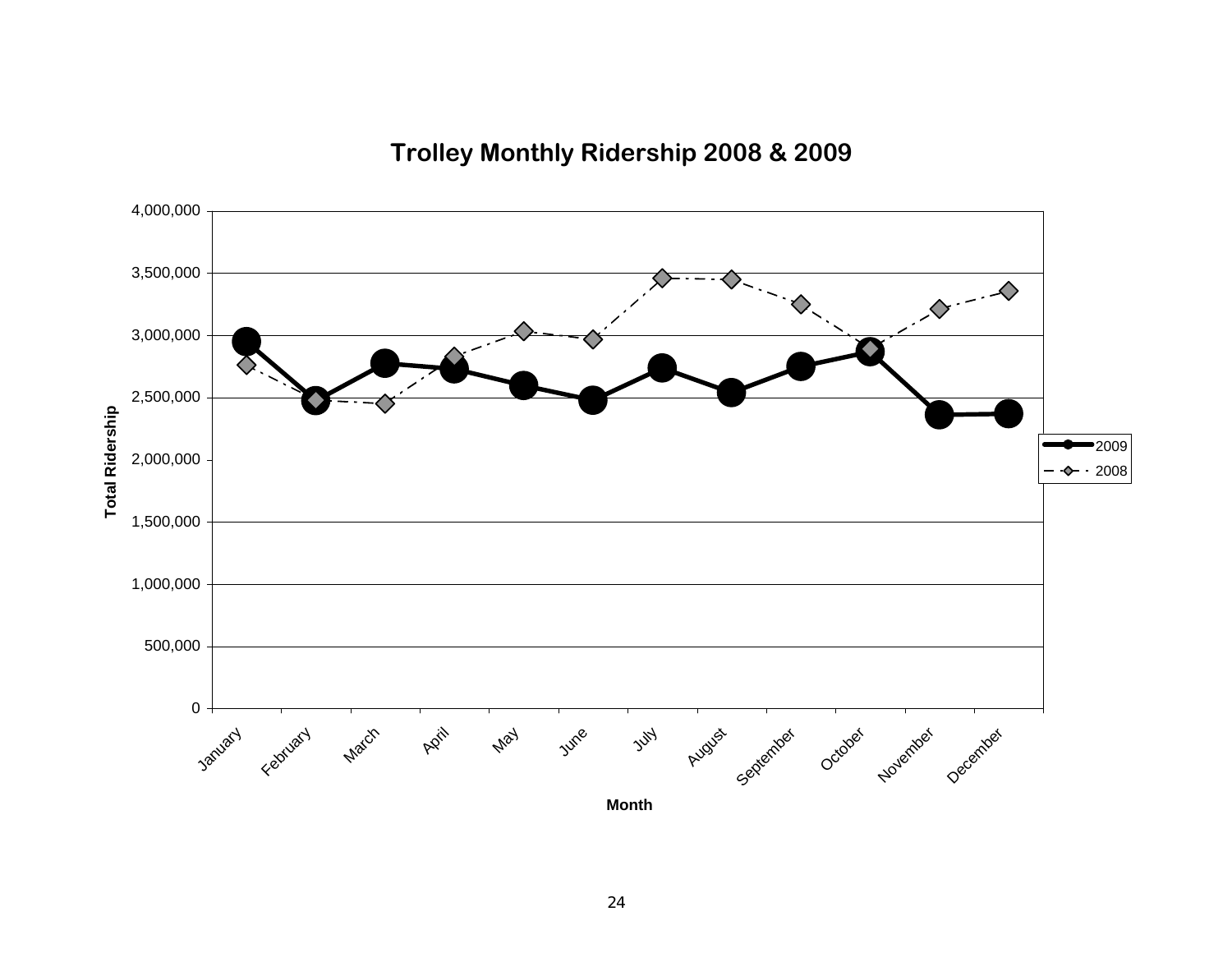## Trolley Monthly Ridership 2008 & 2009

Total Ridership

4,000,000
3,500,000
3,000,000
2,500,000
2,000,000
1,500,000
1,000,000
500,000
0

January February March April May June July August September October November December

Month

2009
2008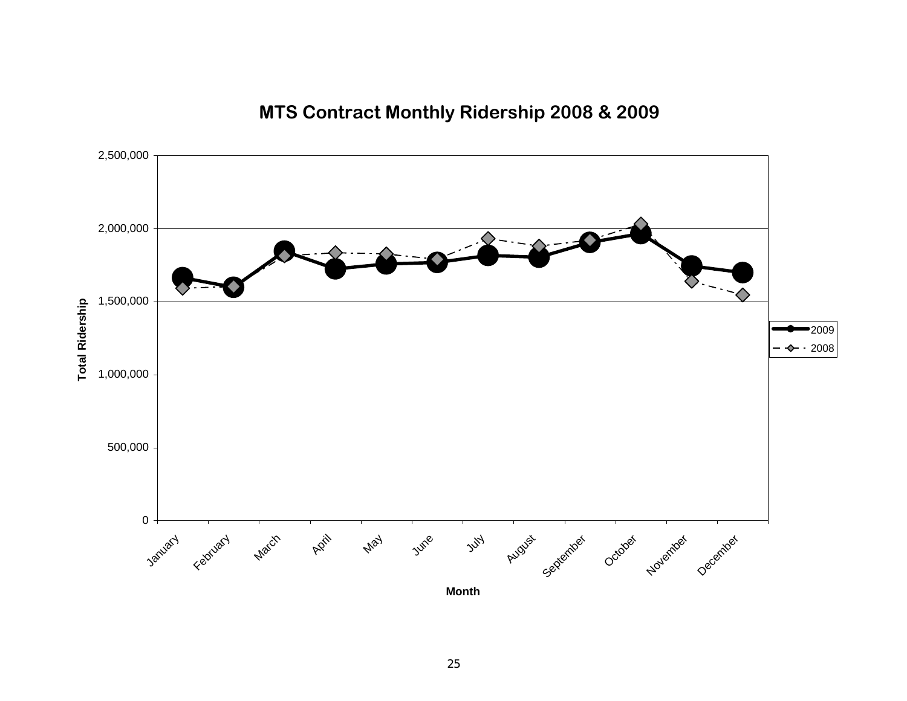# MTS Contract Monthly Ridership 2008 & 2009

Total Ridership

Month

2009

2008

January February March April May June July August September October November December

0 500,000 1,000,000 1,500,000 2,000,000 2,500,000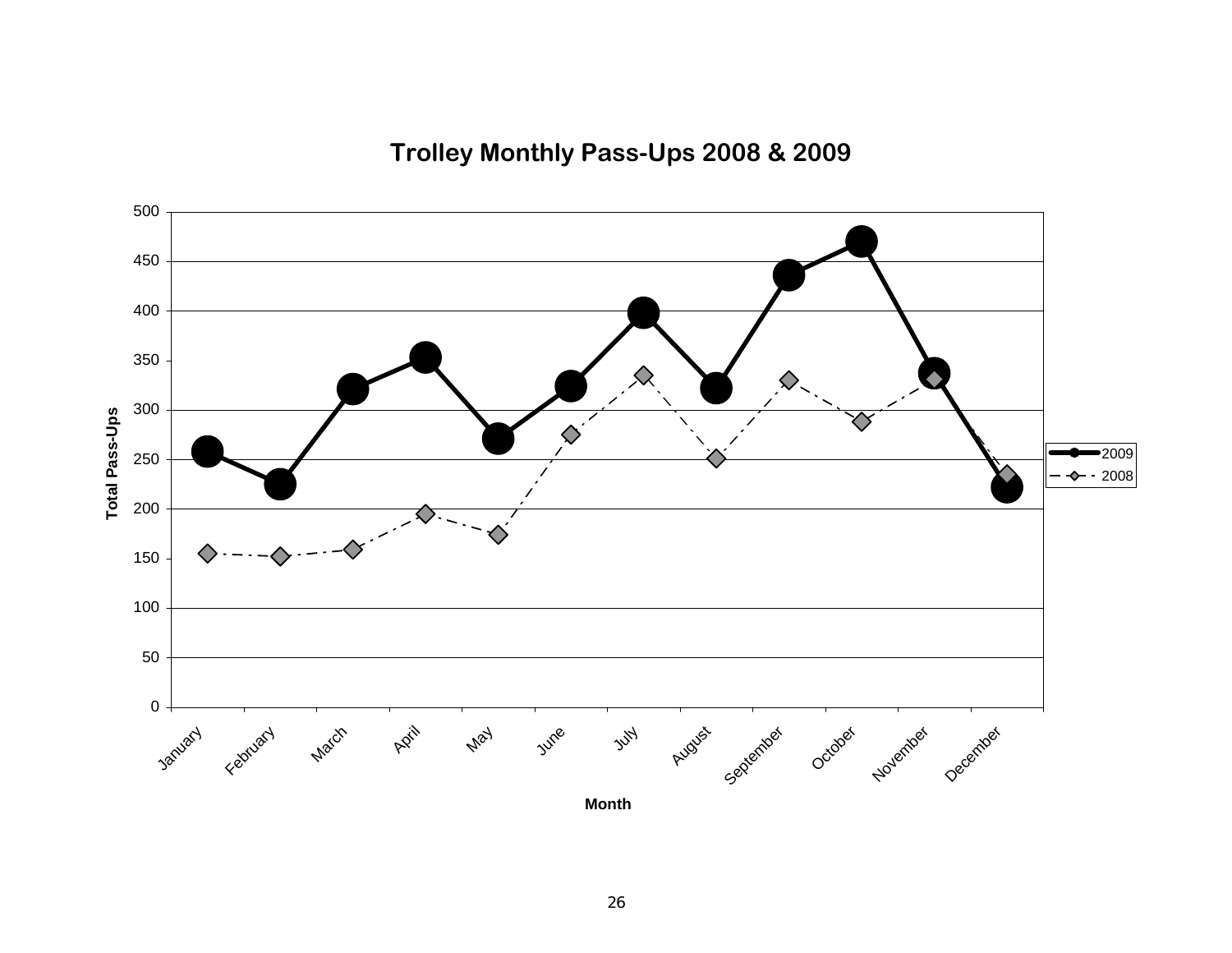## Trolley Monthly Pass-Ups 2008 & 2009

| Month | 2009 | 2008 |
|---|---|---|
| January | 258 | 155 |
| February | 225 | 152 |
| March | 321 | 159 |
| April | 353 | 195 |
| May | 271 | 174 |
| June | 324 | 275 |
| July | 398 | 335 |
| August | 322 | 251 |
| September | 436 | 330 |
| October | 470 | 288 |
| November | 337 | 330 |
| December | 222 | 235 |

*Values are approximate, read from the chart. Y-axis: Total Pass-Ups; X-axis: Month.*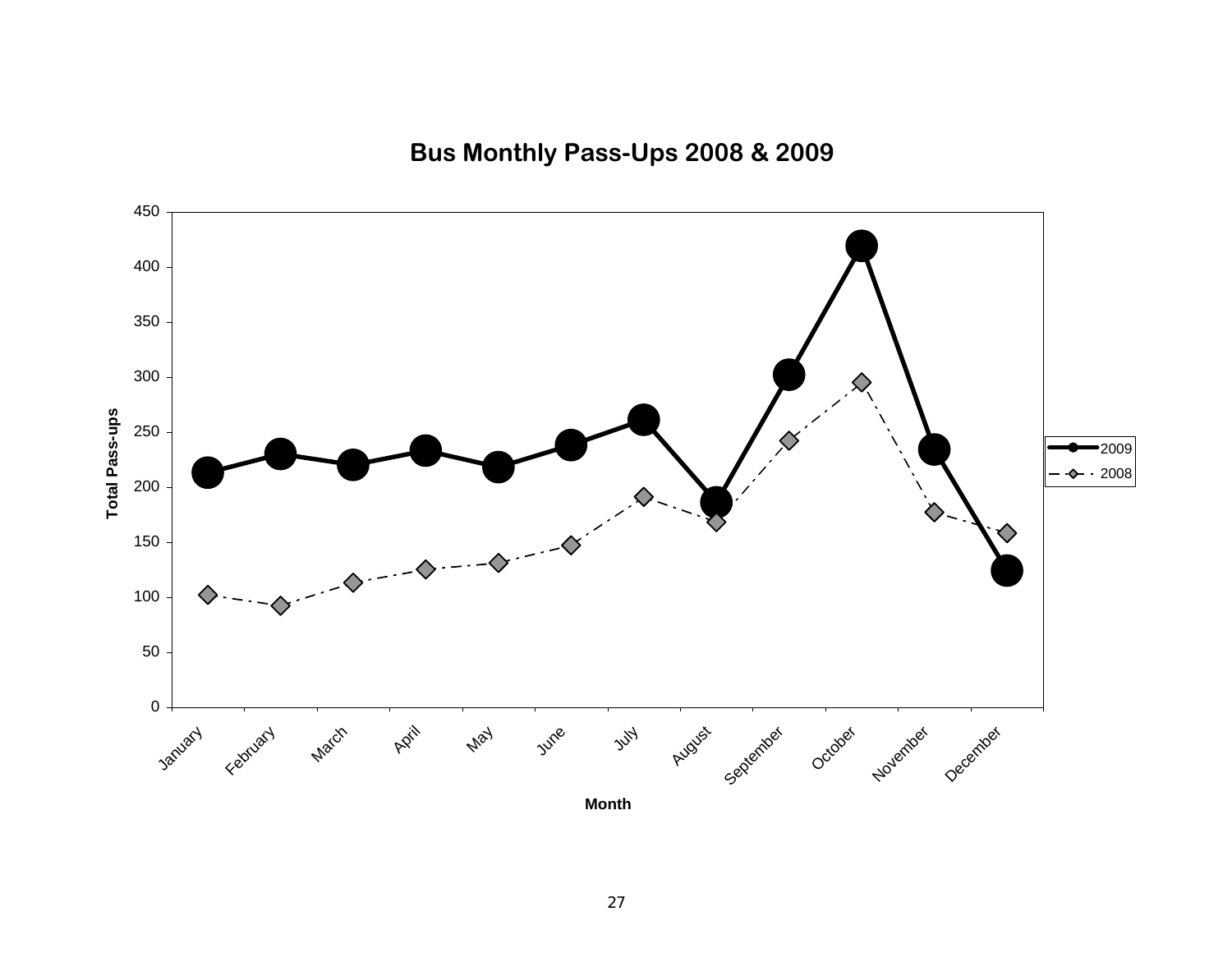**Bus Monthly Pass-Ups 2008 & 2009**

Total Pass-ups

Month

January February March April May June July August September October November December

2009

2008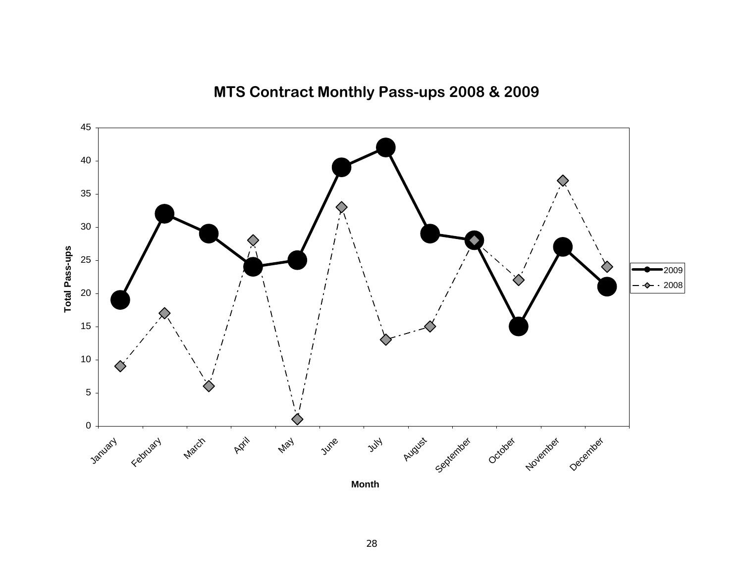## MTS Contract Monthly Pass-ups 2008 & 2009

| Month | 2009 | 2008 |
|---|---|---|
| January | 19 | 9 |
| February | 32 | 17 |
| March | 29 | 6 |
| April | 24 | 28 |
| May | 25 | 1 |
| June | 39 | 33 |
| July | 42 | 13 |
| August | 29 | 15 |
| September | 28 | 28 |
| October | 15 | 22 |
| November | 27 | 37 |
| December | 21 | 24 |

Total Pass-ups

Month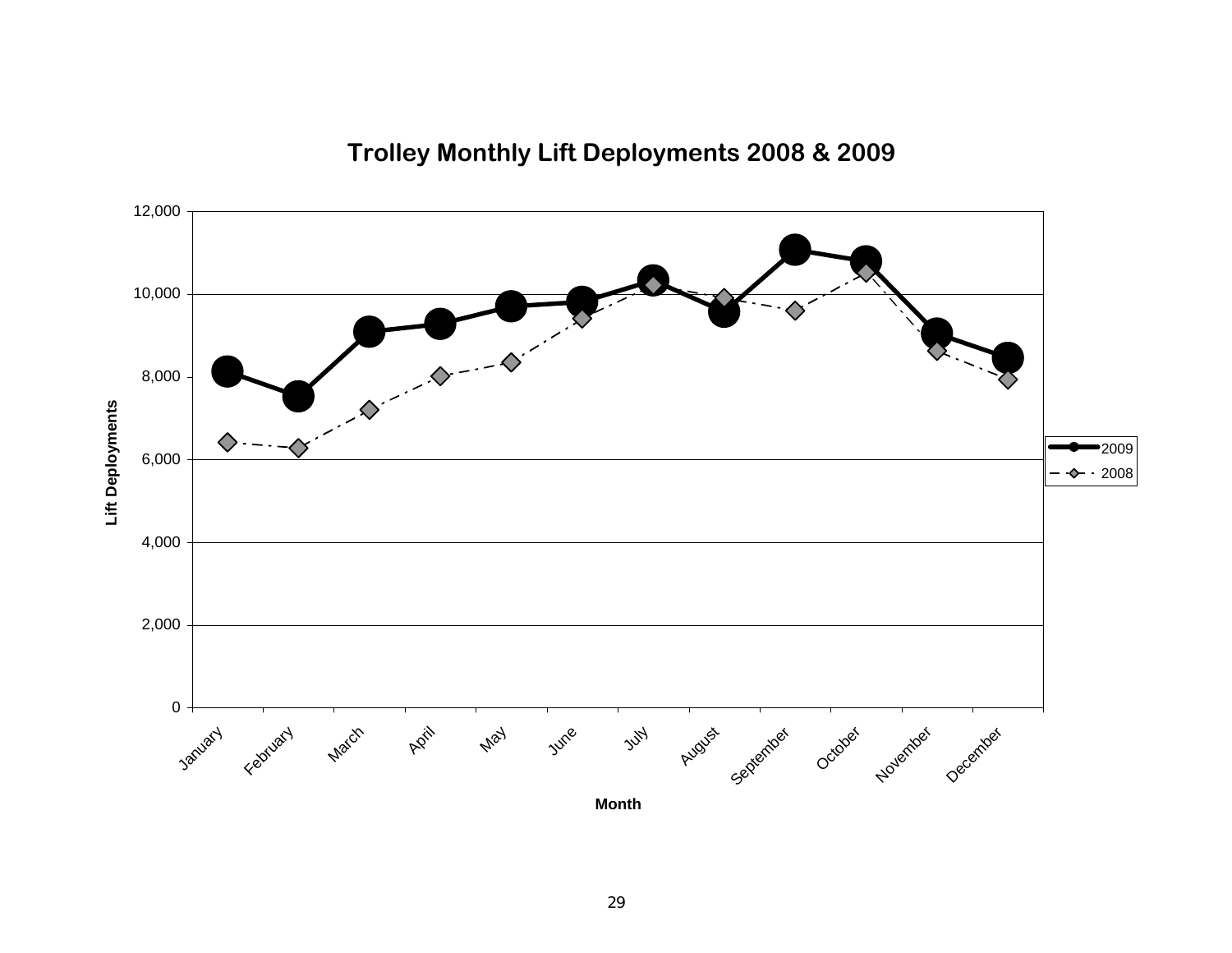## Trolley Monthly Lift Deployments 2008 & 2009

Lift Deployments

Month

2009

2008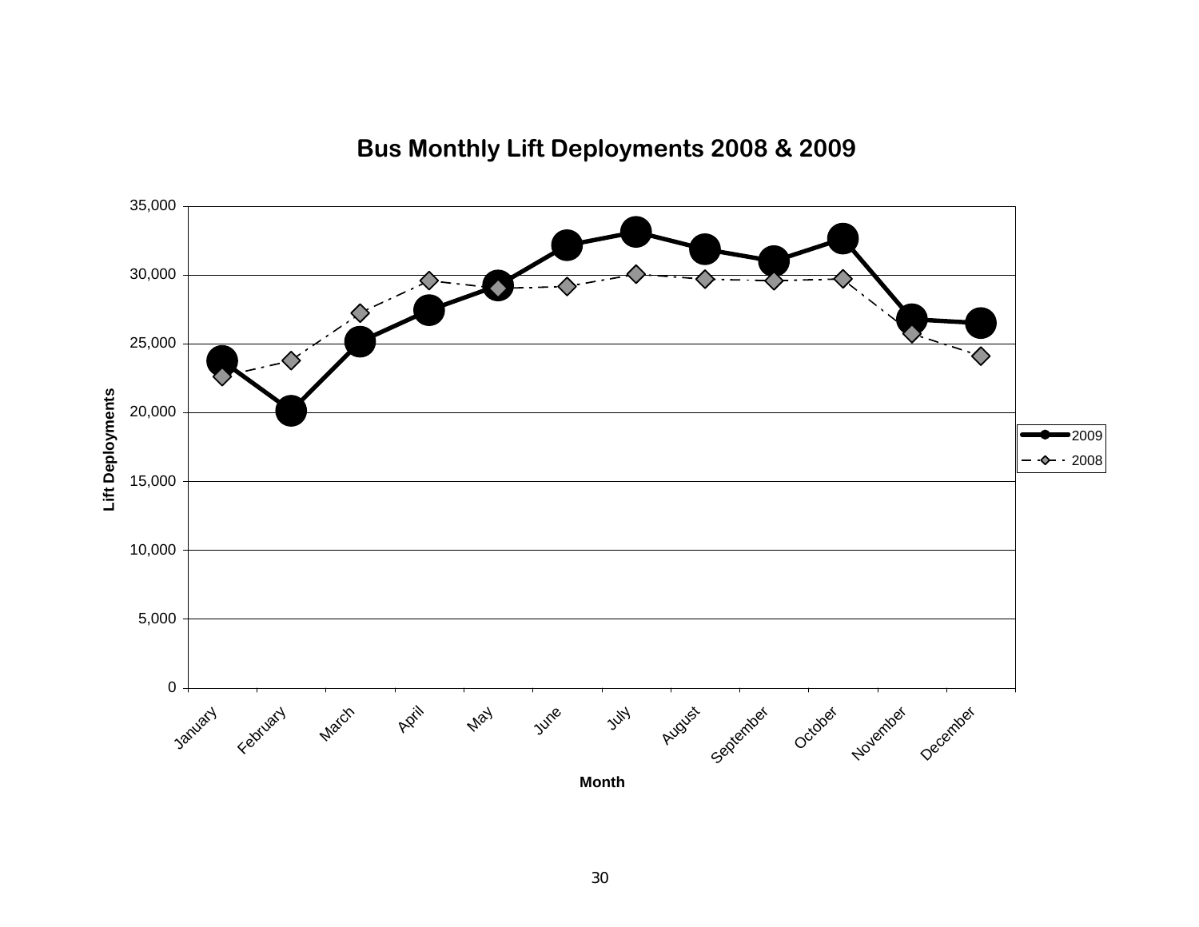## Bus Monthly Lift Deployments 2008 & 2009

Lift Deployments

Month

January, February, March, April, May, June, July, August, September, October, November, December

2009

2008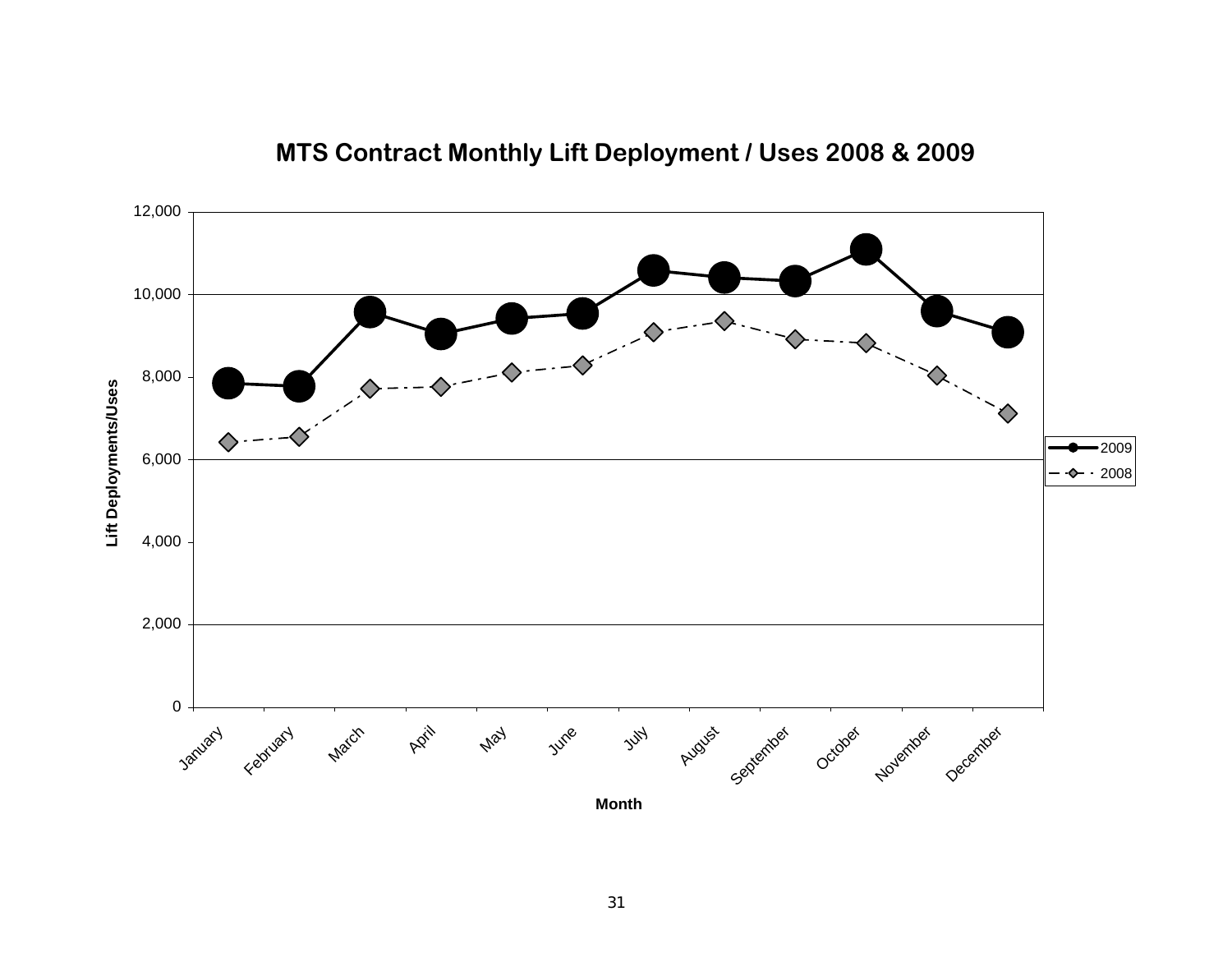## MTS Contract Monthly Lift Deployment / Uses 2008 & 2009

Lift Deployments/Uses

Month

January, February, March, April, May, June, July, August, September, October, November, December

2009

2008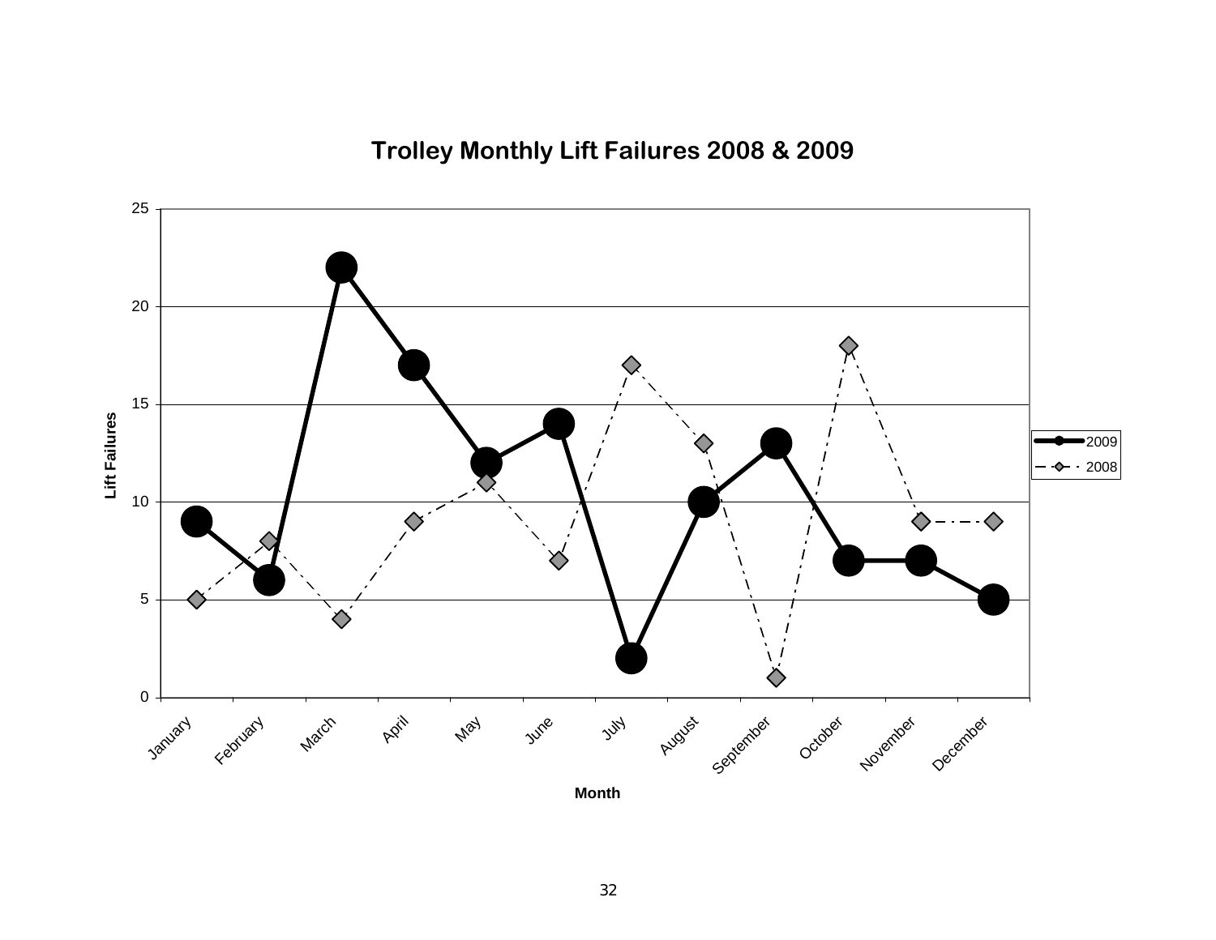## Trolley Monthly Lift Failures 2008 & 2009

Lift Failures

Month

| Month | 2009 | 2008 |
|---|---|---|
| January | 9 | 5 |
| February | 6 | 8 |
| March | 22 | 4 |
| April | 17 | 9 |
| May | 12 | 11 |
| June | 14 | 7 |
| July | 2 | 17 |
| August | 10 | 13 |
| September | 13 | 1 |
| October | 7 | 18 |
| November | 7 | 9 |
| December | 5 | 9 |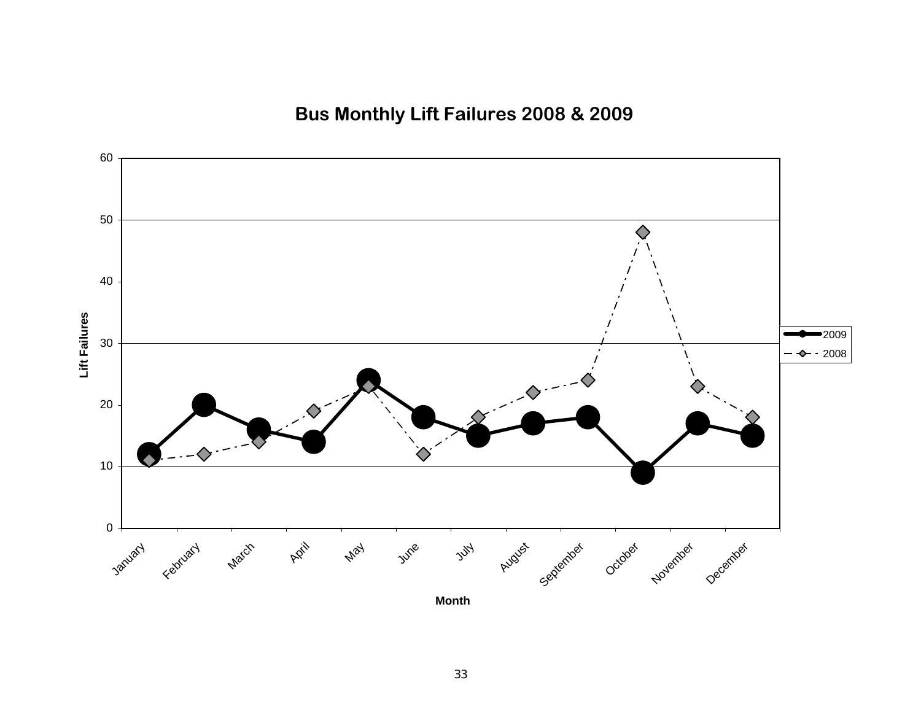## Bus Monthly Lift Failures 2008 & 2009

Lift Failures

Month

| Month | 2009 | 2008 |
|---|---|---|
| January | 12 | 11 |
| February | 20 | 12 |
| March | 16 | 14 |
| April | 14 | 19 |
| May | 24 | 23 |
| June | 18 | 12 |
| July | 15 | 18 |
| August | 17 | 22 |
| September | 18 | 24 |
| October | 9 | 48 |
| November | 17 | 23 |
| December | 15 | 18 |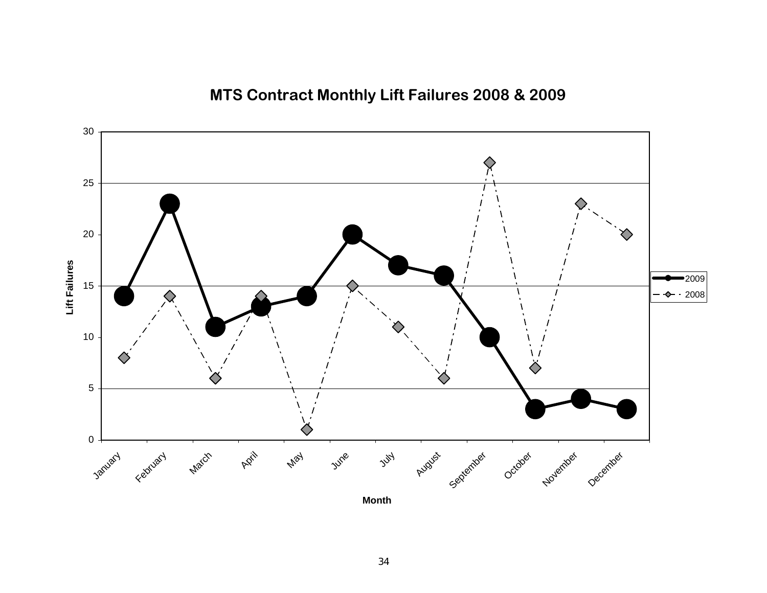## MTS Contract Monthly Lift Failures 2008 & 2009

| Month | 2009 | 2008 |
|---|---|---|
| January | 14 | 8 |
| February | 23 | 14 |
| March | 11 | 6 |
| April | 13 | 14 |
| May | 14 | 1 |
| June | 20 | 15 |
| July | 17 | 11 |
| August | 16 | 6 |
| September | 10 | 27 |
| October | 3 | 7 |
| November | 4 | 23 |
| December | 3 | 20 |

Lift Failures

Month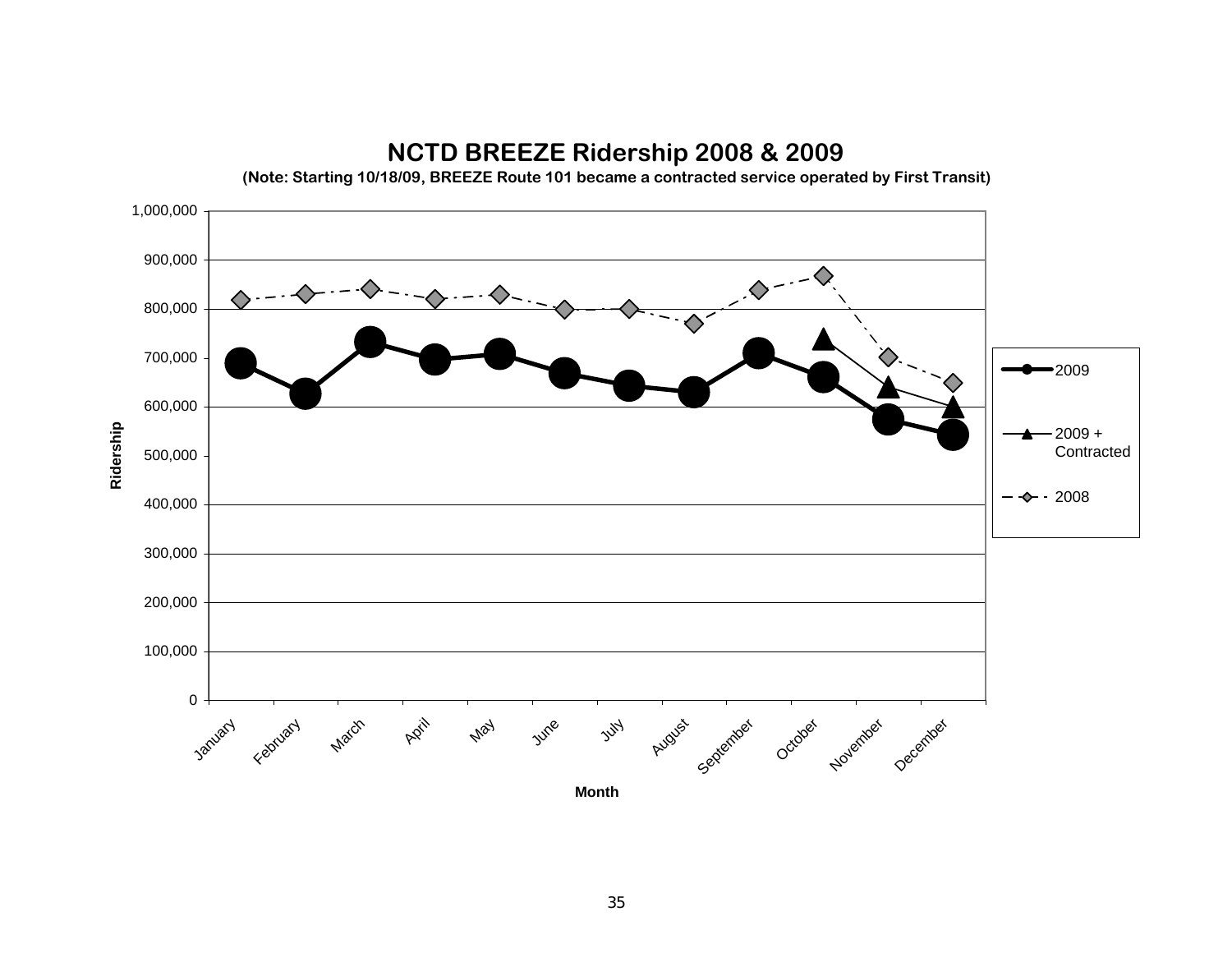## NCTD BREEZE Ridership 2008 & 2009

**(Note: Starting 10/18/09, BREEZE Route 101 became a contracted service operated by First Transit)**

Ridership

1,000,000
900,000
800,000
700,000
600,000
500,000
400,000
300,000
200,000
100,000
0

January February March April May June July August September October November December

Month

2009

2009 + Contracted

2008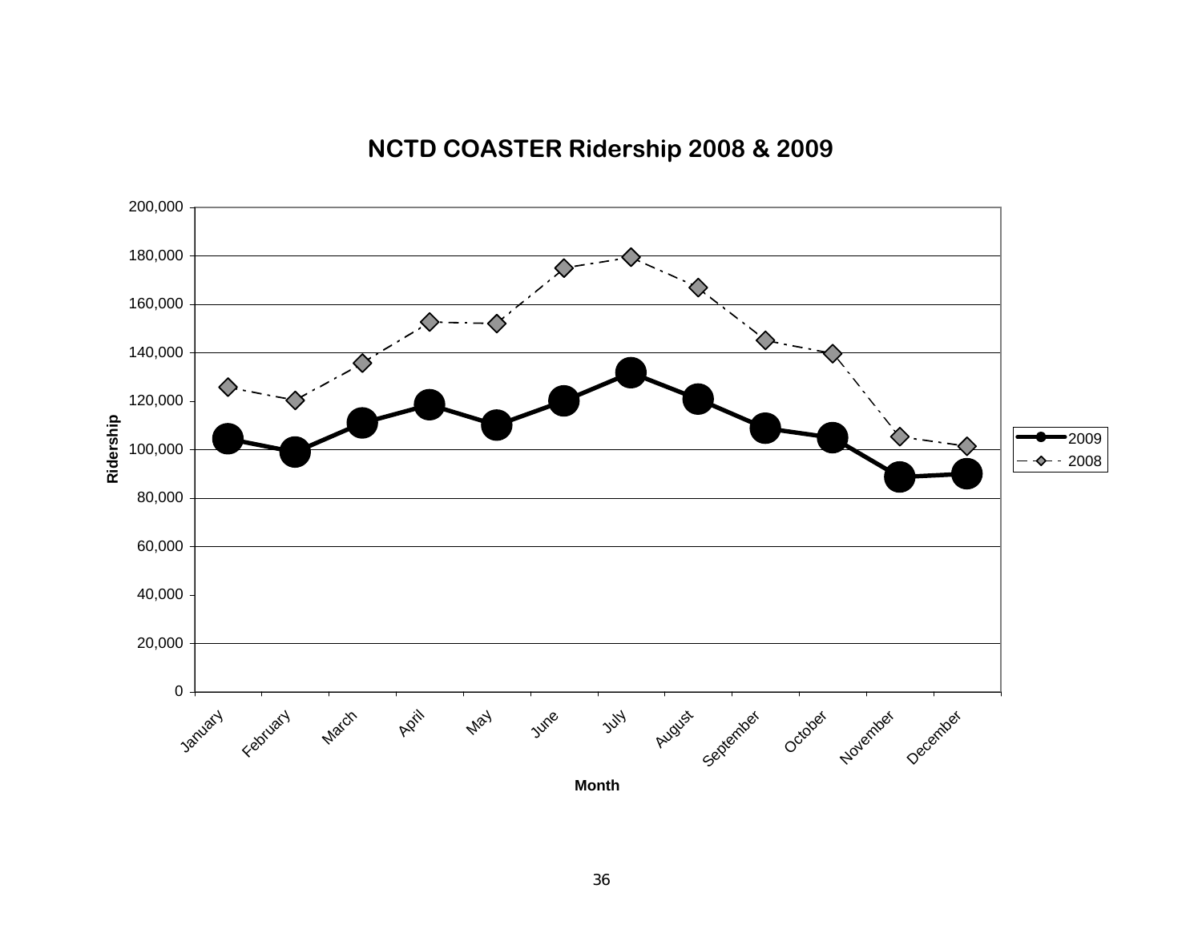## NCTD COASTER Ridership 2008 & 2009

| Month | 2009 | 2008 |
|---|---|---|
| January | 104,000 | 126,000 |
| February | 99,000 | 120,000 |
| March | 111,000 | 136,000 |
| April | 118,000 | 152,000 |
| May | 110,000 | 152,000 |
| June | 120,000 | 175,000 |
| July | 132,000 | 179,000 |
| August | 121,000 | 167,000 |
| September | 109,000 | 145,000 |
| October | 105,000 | 140,000 |
| November | 89,000 | 105,000 |
| December | 90,000 | 101,000 |

*Values are approximate, estimated from the chart.*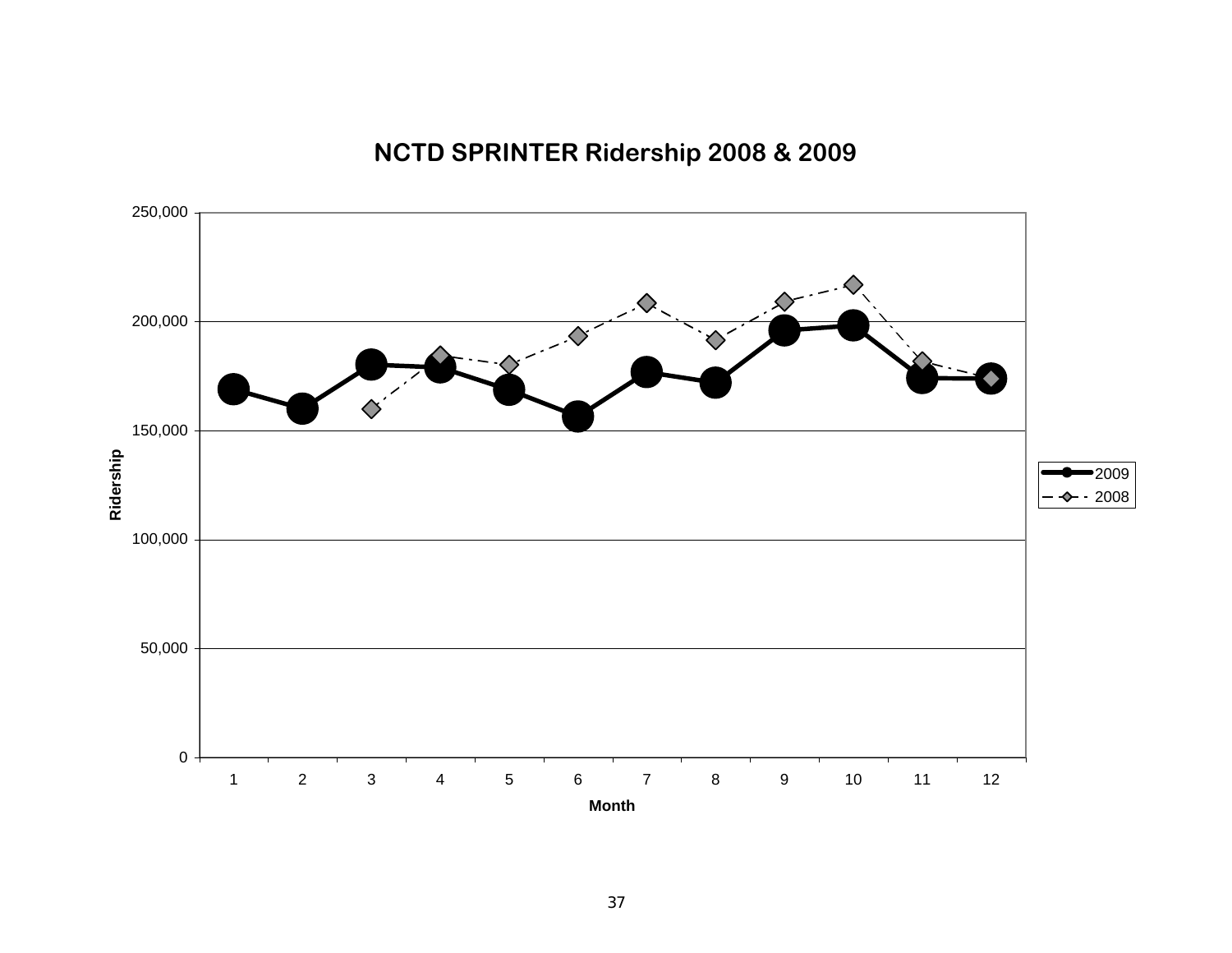## NCTD SPRINTER Ridership 2008 & 2009

Ridership (y-axis: 0 to 250,000); Month (x-axis: 1 to 12)

Legend: 2009, 2008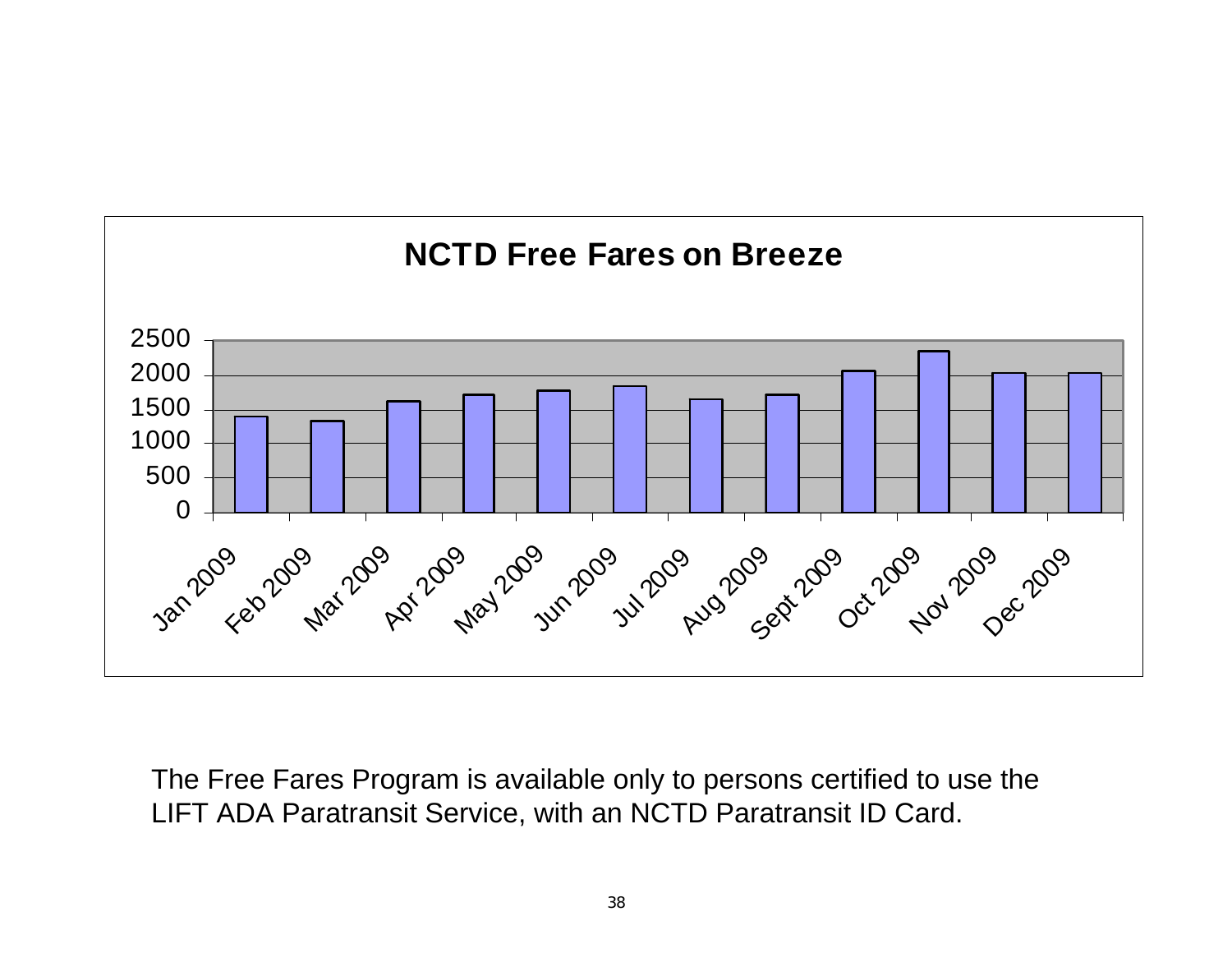**NCTD Free Fares on Breeze**

2500
2000
1500
1000
500
0

Jan 2009
Feb 2009
Mar 2009
Apr 2009
May 2009
Jun 2009
Jul 2009
Aug 2009
Sept 2009
Oct 2009
Nov 2009
Dec 2009

The Free Fares Program is available only to persons certified to use the LIFT ADA Paratransit Service, with an NCTD Paratransit ID Card.